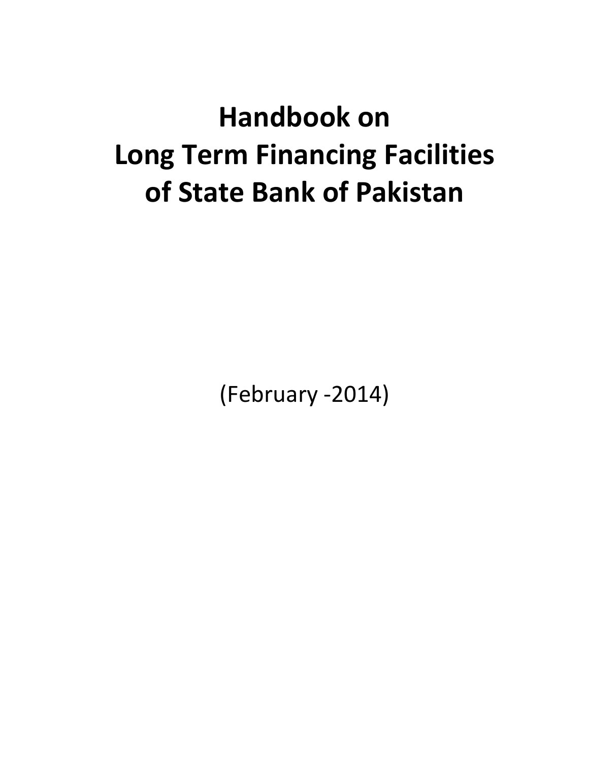# Handbook on Long Term Financing Facilities of State Bank of Pakistan

(February -2014)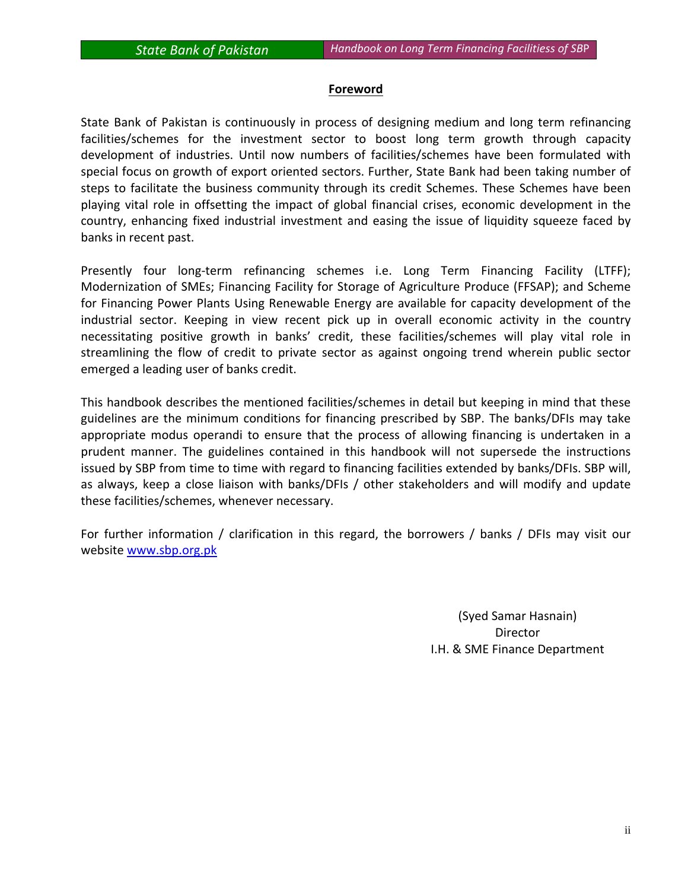## Foreword

State Bank of Pakistan is continuously in process of designing medium and long term refinancing facilities/schemes for the investment sector to boost long term growth through capacity development of industries. Until now numbers of facilities/schemes have been formulated with special focus on growth of export oriented sectors. Further, State Bank had been taking number of steps to facilitate the business community through its credit Schemes. These Schemes have been playing vital role in offsetting the impact of global financial crises, economic development in the country, enhancing fixed industrial investment and easing the issue of liquidity squeeze faced by banks in recent past.

Presently four long-term refinancing schemes i.e. Long Term Financing Facility (LTFF); Modernization of SMEs; Financing Facility for Storage of Agriculture Produce (FFSAP); and Scheme for Financing Power Plants Using Renewable Energy are available for capacity development of the industrial sector. Keeping in view recent pick up in overall economic activity in the country necessitating positive growth in banks' credit, these facilities/schemes will play vital role in streamlining the flow of credit to private sector as against ongoing trend wherein public sector emerged a leading user of banks credit.

This handbook describes the mentioned facilities/schemes in detail but keeping in mind that these guidelines are the minimum conditions for financing prescribed by SBP. The banks/DFIs may take appropriate modus operandi to ensure that the process of allowing financing is undertaken in a prudent manner. The guidelines contained in this handbook will not supersede the instructions issued by SBP from time to time with regard to financing facilities extended by banks/DFIs. SBP will, as always, keep a close liaison with banks/DFIs / other stakeholders and will modify and update these facilities/schemes, whenever necessary.

For further information / clarification in this regard, the borrowers / banks / DFIs may visit our website www.sbp.org.pk

(Syed Samar Hasnain)
Director
I.H. & SME Finance Department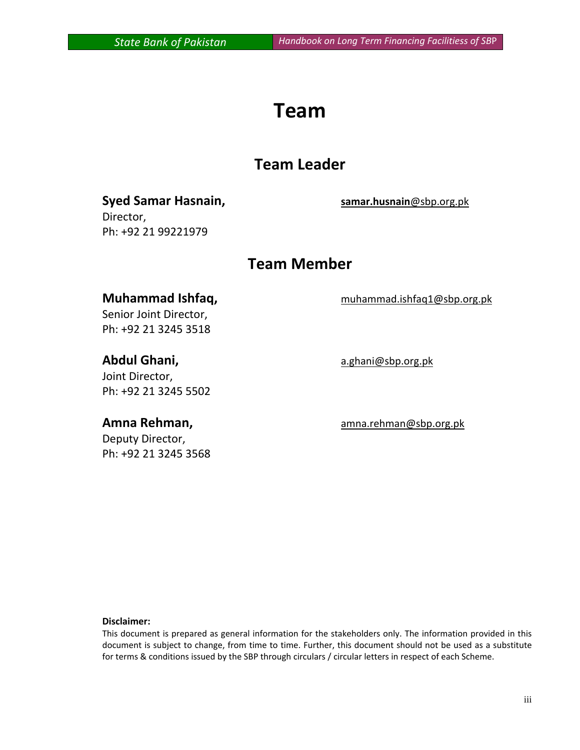# Team

## Team Leader

**Syed Samar Hasnain,** **samar.husnain**@sbp.org.pk
Director,
Ph: +92 21 99221979

## Team Member

**Muhammad Ishfaq,** muhammad.ishfaq1@sbp.org.pk
Senior Joint Director,
Ph: +92 21 3245 3518

**Abdul Ghani,** a.ghani@sbp.org.pk
Joint Director,
Ph: +92 21 3245 5502

**Amna Rehman,** amna.rehman@sbp.org.pk
Deputy Director,
Ph: +92 21 3245 3568

**Disclaimer:**
This document is prepared as general information for the stakeholders only. The information provided in this document is subject to change, from time to time. Further, this document should not be used as a substitute for terms & conditions issued by the SBP through circulars / circular letters in respect of each Scheme.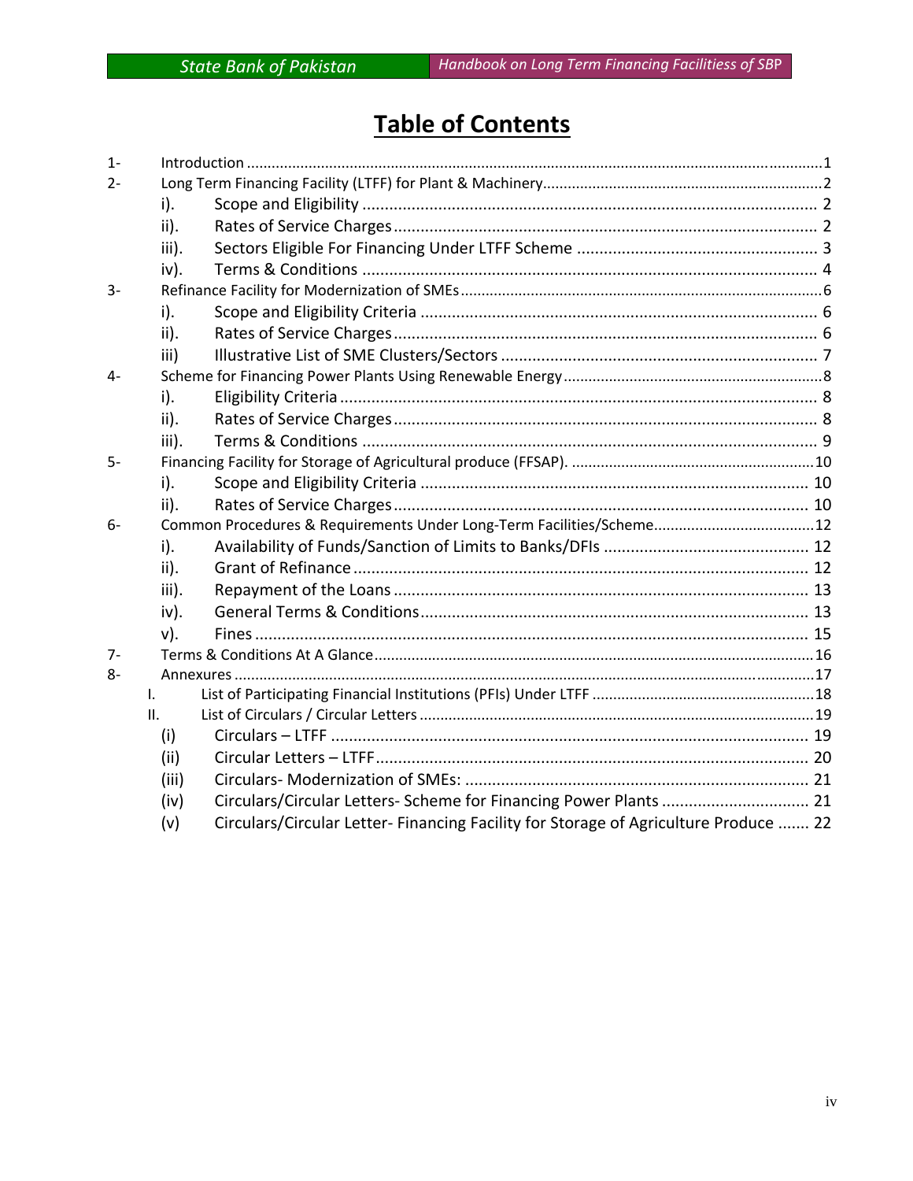# Table of Contents

1- Introduction ........................................................................................................................................1

2- Long Term Financing Facility (LTFF) for Plant & Machinery...................................................................2

- i). Scope and Eligibility ..................................................................................... 2
- ii). Rates of Service Charges.............................................................................. 2
- iii). Sectors Eligible For Financing Under LTFF Scheme ..................................................... 3
- iv). Terms & Conditions ..................................................................................... 4

3- Refinance Facility for Modernization of SMEs......................................................................................6

- i). Scope and Eligibility Criteria ........................................................................ 6
- ii). Rates of Service Charges.............................................................................. 6
- iii) Illustrative List of SME Clusters/Sectors ...................................................... 7

4- Scheme for Financing Power Plants Using Renewable Energy.............................................................8

- i). Eligibility Criteria .......................................................................................... 8
- ii). Rates of Service Charges.............................................................................. 8
- iii). Terms & Conditions ..................................................................................... 9

5- Financing Facility for Storage of Agricultural produce (FFSAP). ..........................................................10

- i). Scope and Eligibility Criteria ...................................................................... 10
- ii). Rates of Service Charges............................................................................ 10

6- Common Procedures & Requirements Under Long-Term Facilities/Scheme......................................12

- i). Availability of Funds/Sanction of Limits to Banks/DFIs .............................................. 12
- ii). Grant of Refinance ..................................................................................... 12
- iii). Repayment of the Loans ............................................................................ 13
- iv). General Terms & Conditions...................................................................... 13
- v). Fines .......................................................................................................... 15

7- Terms & Conditions At A Glance.........................................................................................................16

8- Annexures ..........................................................................................................................................17

- I. List of Participating Financial Institutions (PFIs) Under LTFF .....................................................18
- II. List of Circulars / Circular Letters ..............................................................................................19
  - (i) Circulars – LTFF ......................................................................................... 19
  - (ii) Circular Letters – LTFF................................................................................ 20
  - (iii) Circulars- Modernization of SMEs: ............................................................ 21
  - (iv) Circulars/Circular Letters- Scheme for Financing Power Plants ................................ 21
  - (v) Circulars/Circular Letter- Financing Facility for Storage of Agriculture Produce ....... 22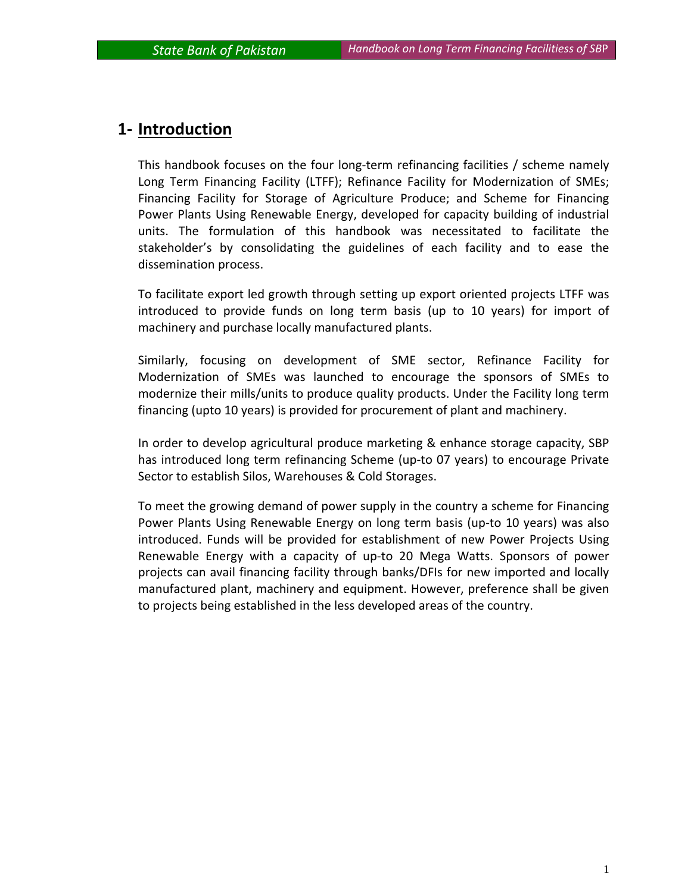# 1- Introduction

This handbook focuses on the four long-term refinancing facilities / scheme namely Long Term Financing Facility (LTFF); Refinance Facility for Modernization of SMEs; Financing Facility for Storage of Agriculture Produce; and Scheme for Financing Power Plants Using Renewable Energy, developed for capacity building of industrial units. The formulation of this handbook was necessitated to facilitate the stakeholder's by consolidating the guidelines of each facility and to ease the dissemination process.

To facilitate export led growth through setting up export oriented projects LTFF was introduced to provide funds on long term basis (up to 10 years) for import of machinery and purchase locally manufactured plants.

Similarly, focusing on development of SME sector, Refinance Facility for Modernization of SMEs was launched to encourage the sponsors of SMEs to modernize their mills/units to produce quality products. Under the Facility long term financing (upto 10 years) is provided for procurement of plant and machinery.

In order to develop agricultural produce marketing & enhance storage capacity, SBP has introduced long term refinancing Scheme (up-to 07 years) to encourage Private Sector to establish Silos, Warehouses & Cold Storages.

To meet the growing demand of power supply in the country a scheme for Financing Power Plants Using Renewable Energy on long term basis (up-to 10 years) was also introduced. Funds will be provided for establishment of new Power Projects Using Renewable Energy with a capacity of up-to 20 Mega Watts. Sponsors of power projects can avail financing facility through banks/DFIs for new imported and locally manufactured plant, machinery and equipment. However, preference shall be given to projects being established in the less developed areas of the country.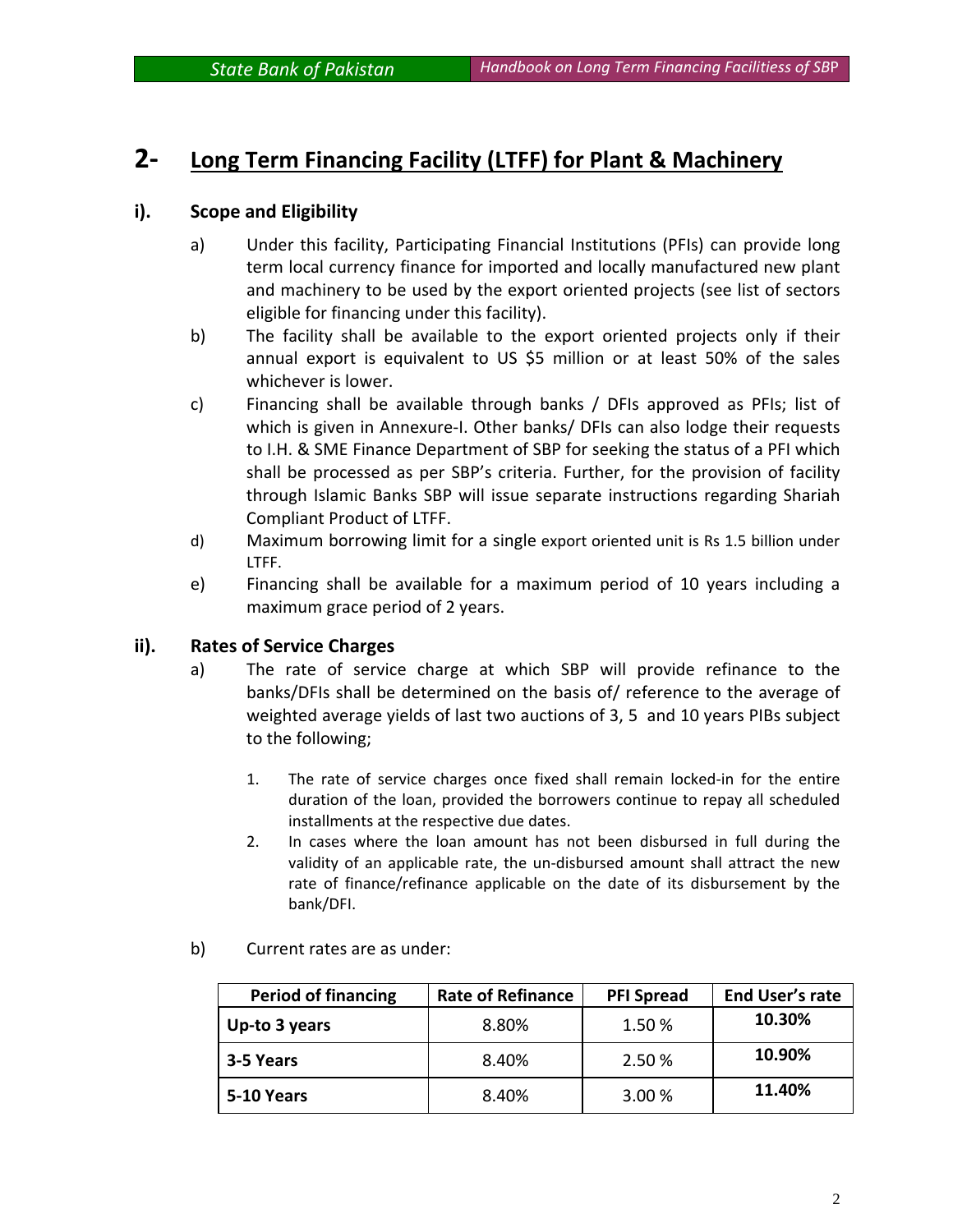## 2- Long Term Financing Facility (LTFF) for Plant & Machinery

### i). Scope and Eligibility

a) Under this facility, Participating Financial Institutions (PFIs) can provide long term local currency finance for imported and locally manufactured new plant and machinery to be used by the export oriented projects (see list of sectors eligible for financing under this facility).

b) The facility shall be available to the export oriented projects only if their annual export is equivalent to US $5 million or at least 50% of the sales whichever is lower.

c) Financing shall be available through banks / DFIs approved as PFIs; list of which is given in Annexure-I. Other banks/ DFIs can also lodge their requests to I.H. & SME Finance Department of SBP for seeking the status of a PFI which shall be processed as per SBP's criteria. Further, for the provision of facility through Islamic Banks SBP will issue separate instructions regarding Shariah Compliant Product of LTFF.

d) Maximum borrowing limit for a single export oriented unit is Rs 1.5 billion under LTFF.

e) Financing shall be available for a maximum period of 10 years including a maximum grace period of 2 years.

### ii). Rates of Service Charges

a) The rate of service charge at which SBP will provide refinance to the banks/DFIs shall be determined on the basis of/ reference to the average of weighted average yields of last two auctions of 3, 5 and 10 years PIBs subject to the following;

1. The rate of service charges once fixed shall remain locked-in for the entire duration of the loan, provided the borrowers continue to repay all scheduled installments at the respective due dates.
2. In cases where the loan amount has not been disbursed in full during the validity of an applicable rate, the un-disbursed amount shall attract the new rate of finance/refinance applicable on the date of its disbursement by the bank/DFI.

b) Current rates are as under:

| Period of financing | Rate of Refinance | PFI Spread | End User's rate |
|---|---|---|---|
| **Up-to 3 years** | 8.80% | 1.50 % | **10.30%** |
| **3-5 Years** | 8.40% | 2.50 % | **10.90%** |
| **5-10 Years** | 8.40% | 3.00 % | **11.40%** |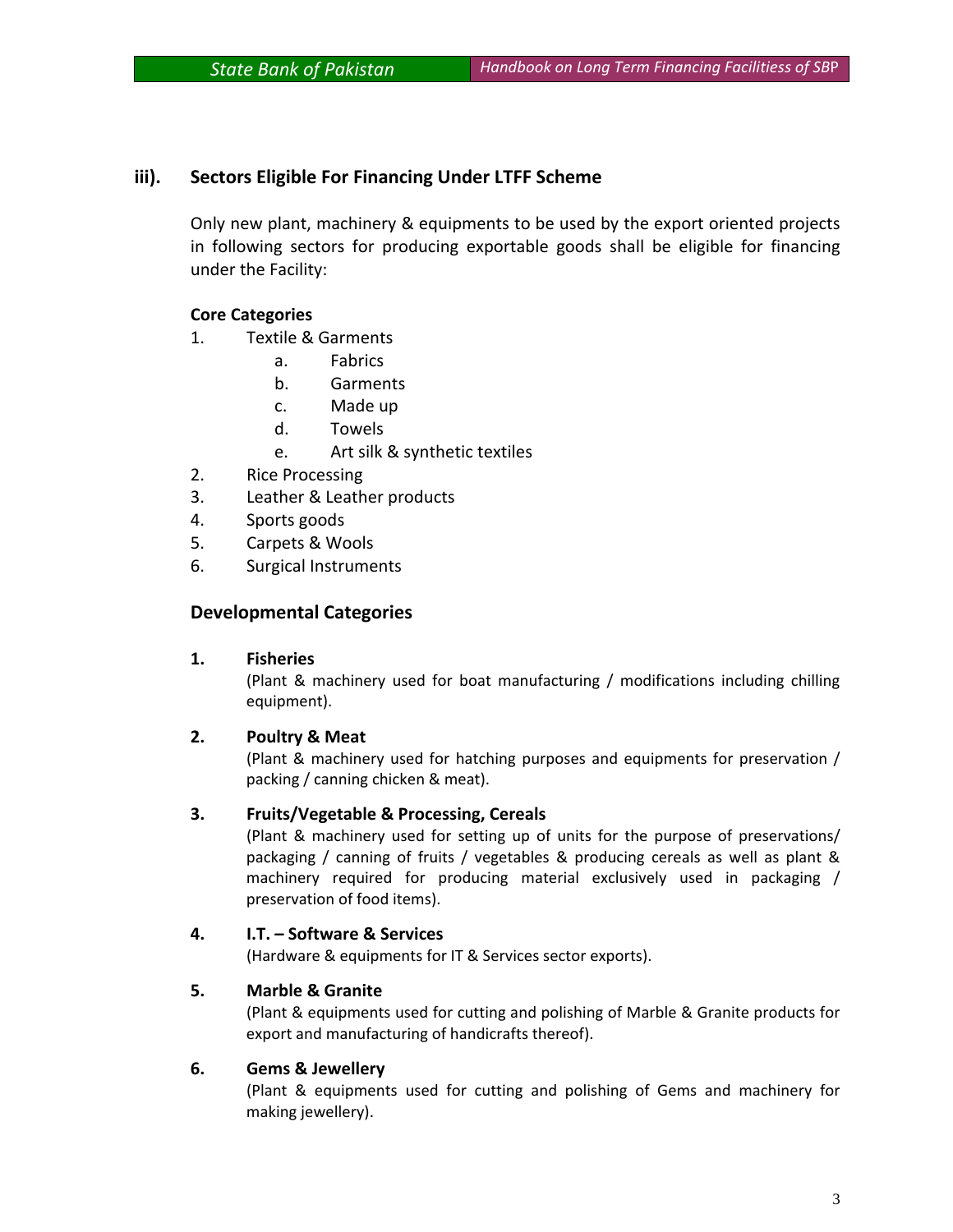### iii). Sectors Eligible For Financing Under LTFF Scheme

Only new plant, machinery & equipments to be used by the export oriented projects in following sectors for producing exportable goods shall be eligible for financing under the Facility:

**Core Categories**

1. Textile & Garments
   a. Fabrics
   b. Garments
   c. Made up
   d. Towels
   e. Art silk & synthetic textiles
2. Rice Processing
3. Leather & Leather products
4. Sports goods
5. Carpets & Wools
6. Surgical Instruments

#### Developmental Categories

**1. Fisheries**

(Plant & machinery used for boat manufacturing / modifications including chilling equipment).

**2. Poultry & Meat**

(Plant & machinery used for hatching purposes and equipments for preservation / packing / canning chicken & meat).

**3. Fruits/Vegetable & Processing, Cereals**

(Plant & machinery used for setting up of units for the purpose of preservations/ packaging / canning of fruits / vegetables & producing cereals as well as plant & machinery required for producing material exclusively used in packaging / preservation of food items).

**4. I.T. – Software & Services**

(Hardware & equipments for IT & Services sector exports).

**5. Marble & Granite**

(Plant & equipments used for cutting and polishing of Marble & Granite products for export and manufacturing of handicrafts thereof).

**6. Gems & Jewellery**

(Plant & equipments used for cutting and polishing of Gems and machinery for making jewellery).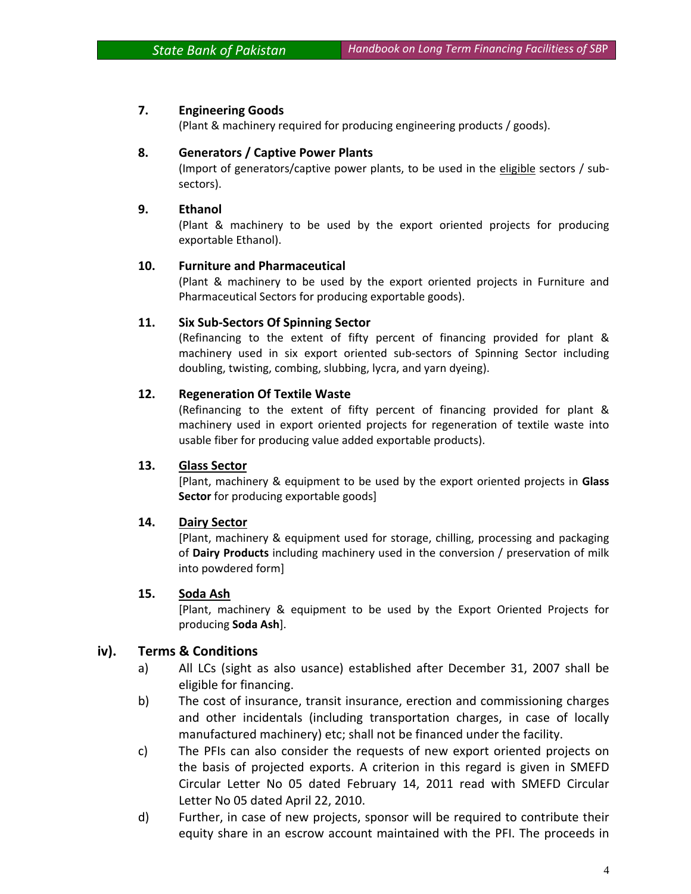7. **Engineering Goods**
   (Plant & machinery required for producing engineering products / goods).

8. **Generators / Captive Power Plants**
   (Import of generators/captive power plants, to be used in the <u>eligible</u> sectors / sub-sectors).

9. **Ethanol**
   (Plant & machinery to be used by the export oriented projects for producing exportable Ethanol).

10. **Furniture and Pharmaceutical**
    (Plant & machinery to be used by the export oriented projects in Furniture and Pharmaceutical Sectors for producing exportable goods).

11. **Six Sub-Sectors Of Spinning Sector**
    (Refinancing to the extent of fifty percent of financing provided for plant & machinery used in six export oriented sub-sectors of Spinning Sector including doubling, twisting, combing, slubbing, lycra, and yarn dyeing).

12. **Regeneration Of Textile Waste**
    (Refinancing to the extent of fifty percent of financing provided for plant & machinery used in export oriented projects for regeneration of textile waste into usable fiber for producing value added exportable products).

13. **<u>Glass Sector</u>**
    [Plant, machinery & equipment to be used by the export oriented projects in **Glass Sector** for producing exportable goods]

14. **<u>Dairy Sector</u>**
    [Plant, machinery & equipment used for storage, chilling, processing and packaging of **Dairy Products** including machinery used in the conversion / preservation of milk into powdered form]

15. **<u>Soda Ash</u>**
    [Plant, machinery & equipment to be used by the Export Oriented Projects for producing **Soda Ash**].

## iv). Terms & Conditions

a) All LCs (sight as also usance) established after December 31, 2007 shall be eligible for financing.

b) The cost of insurance, transit insurance, erection and commissioning charges and other incidentals (including transportation charges, in case of locally manufactured machinery) etc; shall not be financed under the facility.

c) The PFIs can also consider the requests of new export oriented projects on the basis of projected exports. A criterion in this regard is given in SMEFD Circular Letter No 05 dated February 14, 2011 read with SMEFD Circular Letter No 05 dated April 22, 2010.

d) Further, in case of new projects, sponsor will be required to contribute their equity share in an escrow account maintained with the PFI. The proceeds in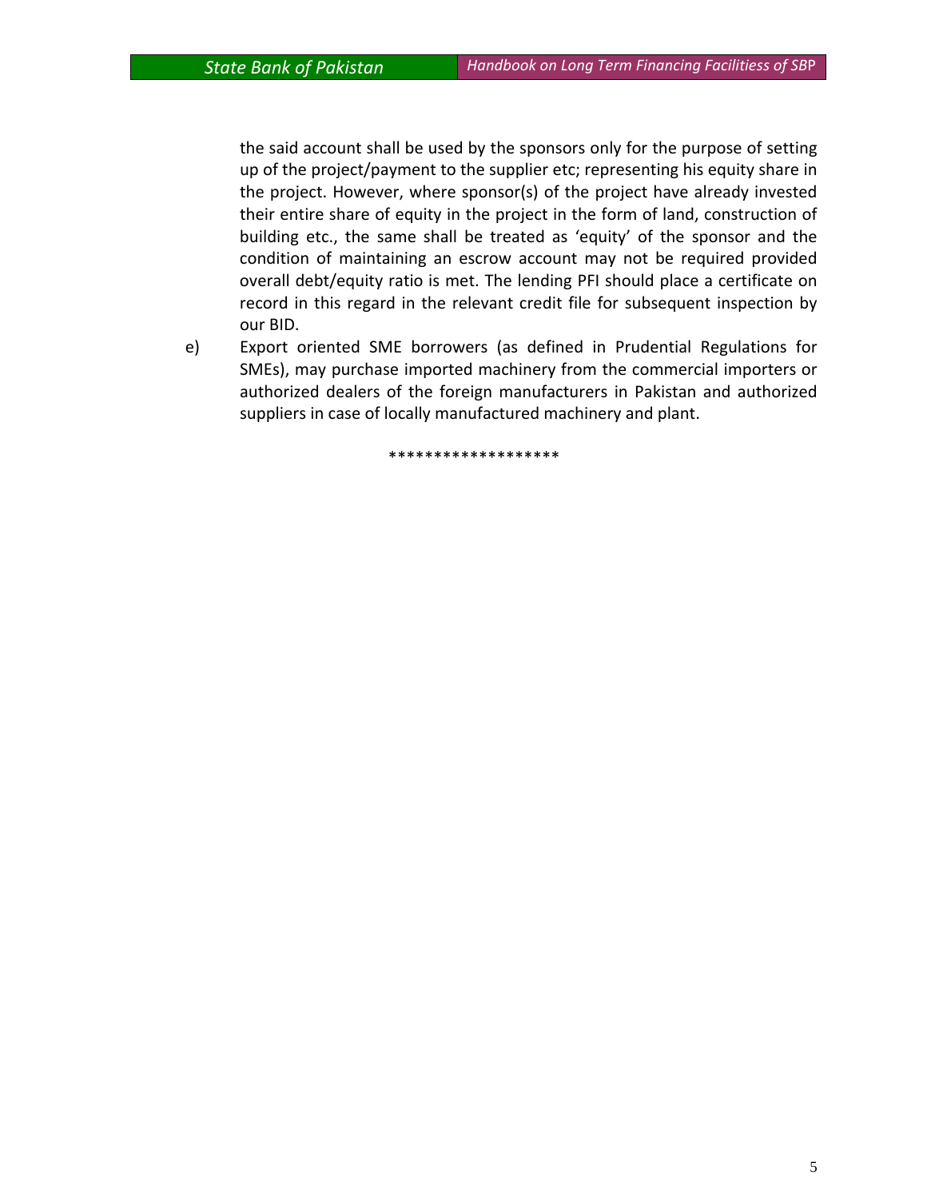the said account shall be used by the sponsors only for the purpose of setting up of the project/payment to the supplier etc; representing his equity share in the project. However, where sponsor(s) of the project have already invested their entire share of equity in the project in the form of land, construction of building etc., the same shall be treated as 'equity' of the sponsor and the condition of maintaining an escrow account may not be required provided overall debt/equity ratio is met. The lending PFI should place a certificate on record in this regard in the relevant credit file for subsequent inspection by our BID.

e) Export oriented SME borrowers (as defined in Prudential Regulations for SMEs), may purchase imported machinery from the commercial importers or authorized dealers of the foreign manufacturers in Pakistan and authorized suppliers in case of locally manufactured machinery and plant.

*******************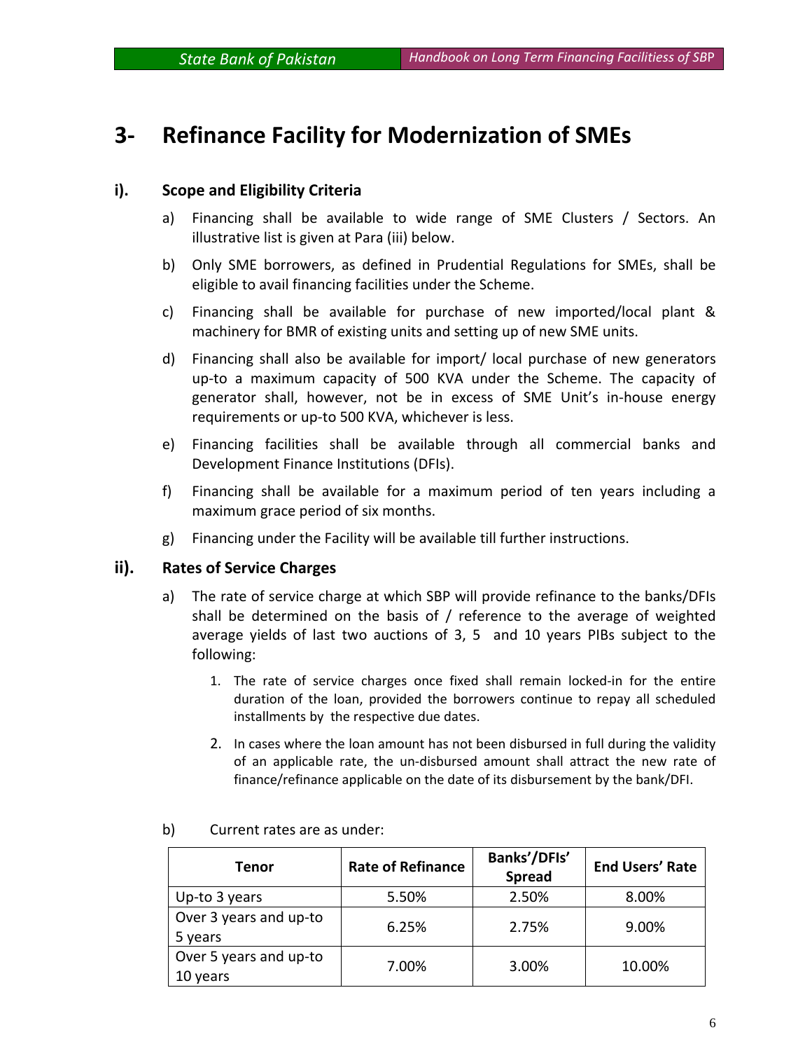# 3- Refinance Facility for Modernization of SMEs

## i). Scope and Eligibility Criteria

a) Financing shall be available to wide range of SME Clusters / Sectors. An illustrative list is given at Para (iii) below.

b) Only SME borrowers, as defined in Prudential Regulations for SMEs, shall be eligible to avail financing facilities under the Scheme.

c) Financing shall be available for purchase of new imported/local plant & machinery for BMR of existing units and setting up of new SME units.

d) Financing shall also be available for import/ local purchase of new generators up-to a maximum capacity of 500 KVA under the Scheme. The capacity of generator shall, however, not be in excess of SME Unit's in-house energy requirements or up-to 500 KVA, whichever is less.

e) Financing facilities shall be available through all commercial banks and Development Finance Institutions (DFIs).

f) Financing shall be available for a maximum period of ten years including a maximum grace period of six months.

g) Financing under the Facility will be available till further instructions.

## ii). Rates of Service Charges

a) The rate of service charge at which SBP will provide refinance to the banks/DFIs shall be determined on the basis of / reference to the average of weighted average yields of last two auctions of 3, 5 and 10 years PIBs subject to the following:

1. The rate of service charges once fixed shall remain locked-in for the entire duration of the loan, provided the borrowers continue to repay all scheduled installments by the respective due dates.
2. In cases where the loan amount has not been disbursed in full during the validity of an applicable rate, the un-disbursed amount shall attract the new rate of finance/refinance applicable on the date of its disbursement by the bank/DFI.

b) Current rates are as under:

| Tenor | Rate of Refinance | Banks'/DFIs' Spread | End Users' Rate |
|---|---|---|---|
| Up-to 3 years | 5.50% | 2.50% | 8.00% |
| Over 3 years and up-to 5 years | 6.25% | 2.75% | 9.00% |
| Over 5 years and up-to 10 years | 7.00% | 3.00% | 10.00% |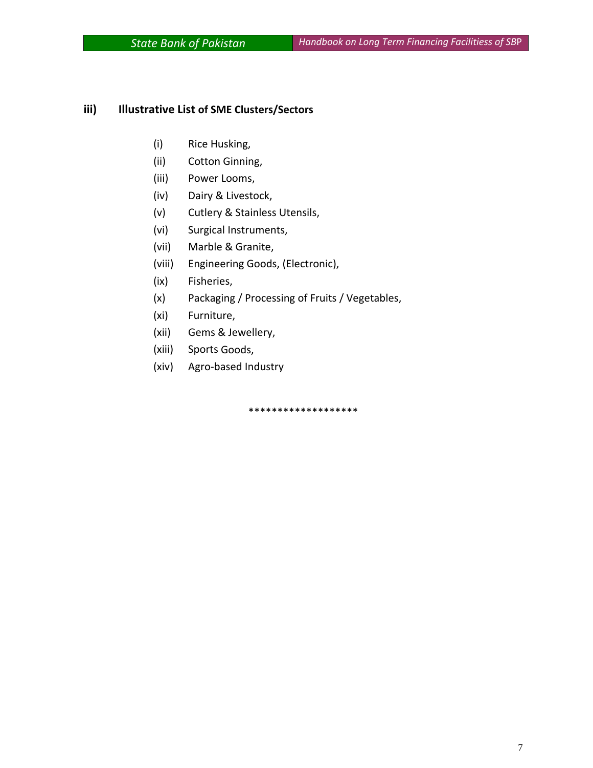### iii) Illustrative List of SME Clusters/Sectors

(i) Rice Husking,

(ii) Cotton Ginning,

(iii) Power Looms,

(iv) Dairy & Livestock,

(v) Cutlery & Stainless Utensils,

(vi) Surgical Instruments,

(vii) Marble & Granite,

(viii) Engineering Goods, (Electronic),

(ix) Fisheries,

(x) Packaging / Processing of Fruits / Vegetables,

(xi) Furniture,

(xii) Gems & Jewellery,

(xiii) Sports Goods,

(xiv) Agro-based Industry

*******************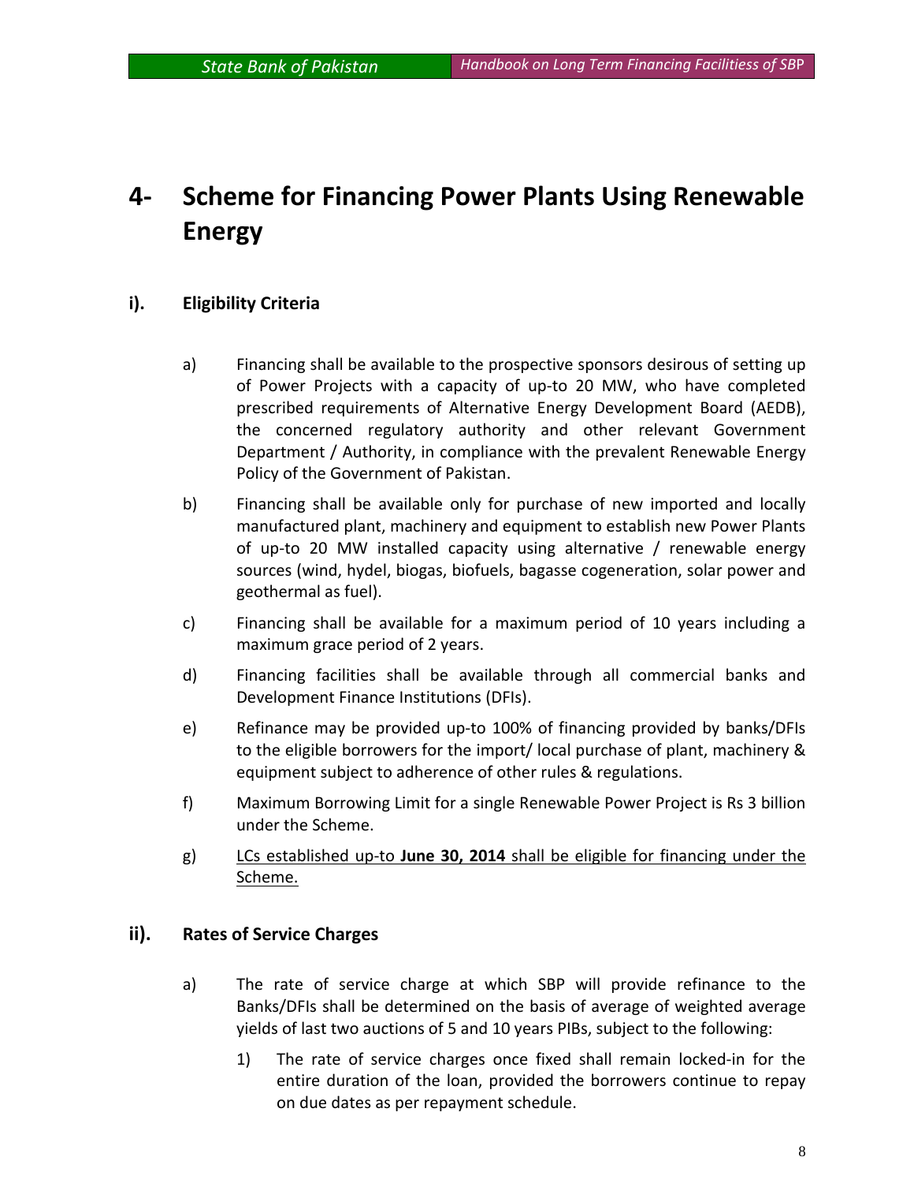# 4- Scheme for Financing Power Plants Using Renewable Energy

## i). Eligibility Criteria

a) Financing shall be available to the prospective sponsors desirous of setting up of Power Projects with a capacity of up-to 20 MW, who have completed prescribed requirements of Alternative Energy Development Board (AEDB), the concerned regulatory authority and other relevant Government Department / Authority, in compliance with the prevalent Renewable Energy Policy of the Government of Pakistan.

b) Financing shall be available only for purchase of new imported and locally manufactured plant, machinery and equipment to establish new Power Plants of up-to 20 MW installed capacity using alternative / renewable energy sources (wind, hydel, biogas, biofuels, bagasse cogeneration, solar power and geothermal as fuel).

c) Financing shall be available for a maximum period of 10 years including a maximum grace period of 2 years.

d) Financing facilities shall be available through all commercial banks and Development Finance Institutions (DFIs).

e) Refinance may be provided up-to 100% of financing provided by banks/DFIs to the eligible borrowers for the import/ local purchase of plant, machinery & equipment subject to adherence of other rules & regulations.

f) Maximum Borrowing Limit for a single Renewable Power Project is Rs 3 billion under the Scheme.

g) <u>LCs established up-to **June 30, 2014** shall be eligible for financing under the Scheme.</u>

## ii). Rates of Service Charges

a) The rate of service charge at which SBP will provide refinance to the Banks/DFIs shall be determined on the basis of average of weighted average yields of last two auctions of 5 and 10 years PIBs, subject to the following:

   1) The rate of service charges once fixed shall remain locked-in for the entire duration of the loan, provided the borrowers continue to repay on due dates as per repayment schedule.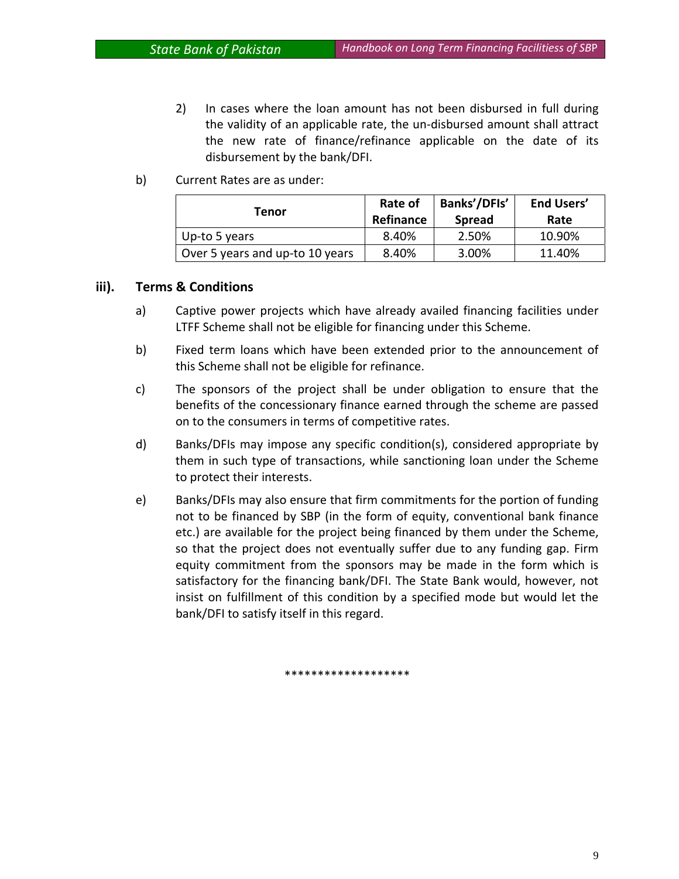2) In cases where the loan amount has not been disbursed in full during the validity of an applicable rate, the un-disbursed amount shall attract the new rate of finance/refinance applicable on the date of its disbursement by the bank/DFI.

b) Current Rates are as under:

| Tenor | Rate of Refinance | Banks'/DFIs' Spread | End Users' Rate |
|---|---|---|---|
| Up-to 5 years | 8.40% | 2.50% | 10.90% |
| Over 5 years and up-to 10 years | 8.40% | 3.00% | 11.40% |

### iii). Terms & Conditions

a) Captive power projects which have already availed financing facilities under LTFF Scheme shall not be eligible for financing under this Scheme.

b) Fixed term loans which have been extended prior to the announcement of this Scheme shall not be eligible for refinance.

c) The sponsors of the project shall be under obligation to ensure that the benefits of the concessionary finance earned through the scheme are passed on to the consumers in terms of competitive rates.

d) Banks/DFIs may impose any specific condition(s), considered appropriate by them in such type of transactions, while sanctioning loan under the Scheme to protect their interests.

e) Banks/DFIs may also ensure that firm commitments for the portion of funding not to be financed by SBP (in the form of equity, conventional bank finance etc.) are available for the project being financed by them under the Scheme, so that the project does not eventually suffer due to any funding gap. Firm equity commitment from the sponsors may be made in the form which is satisfactory for the financing bank/DFI. The State Bank would, however, not insist on fulfillment of this condition by a specified mode but would let the bank/DFI to satisfy itself in this regard.

******************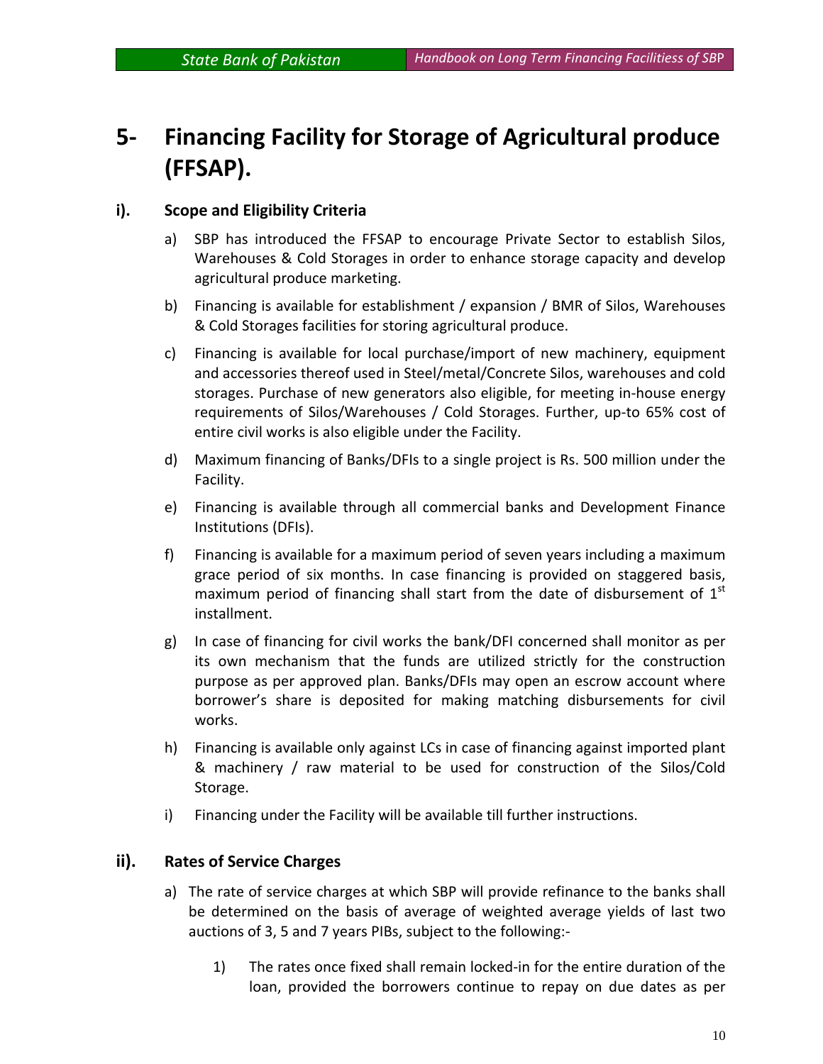# 5- Financing Facility for Storage of Agricultural produce (FFSAP).

## i). Scope and Eligibility Criteria

a) SBP has introduced the FFSAP to encourage Private Sector to establish Silos, Warehouses & Cold Storages in order to enhance storage capacity and develop agricultural produce marketing.

b) Financing is available for establishment / expansion / BMR of Silos, Warehouses & Cold Storages facilities for storing agricultural produce.

c) Financing is available for local purchase/import of new machinery, equipment and accessories thereof used in Steel/metal/Concrete Silos, warehouses and cold storages. Purchase of new generators also eligible, for meeting in-house energy requirements of Silos/Warehouses / Cold Storages. Further, up-to 65% cost of entire civil works is also eligible under the Facility.

d) Maximum financing of Banks/DFIs to a single project is Rs. 500 million under the Facility.

e) Financing is available through all commercial banks and Development Finance Institutions (DFIs).

f) Financing is available for a maximum period of seven years including a maximum grace period of six months. In case financing is provided on staggered basis, maximum period of financing shall start from the date of disbursement of 1st installment.

g) In case of financing for civil works the bank/DFI concerned shall monitor as per its own mechanism that the funds are utilized strictly for the construction purpose as per approved plan. Banks/DFIs may open an escrow account where borrower's share is deposited for making matching disbursements for civil works.

h) Financing is available only against LCs in case of financing against imported plant & machinery / raw material to be used for construction of the Silos/Cold Storage.

i) Financing under the Facility will be available till further instructions.

## ii). Rates of Service Charges

a) The rate of service charges at which SBP will provide refinance to the banks shall be determined on the basis of average of weighted average yields of last two auctions of 3, 5 and 7 years PIBs, subject to the following:-

1) The rates once fixed shall remain locked-in for the entire duration of the loan, provided the borrowers continue to repay on due dates as per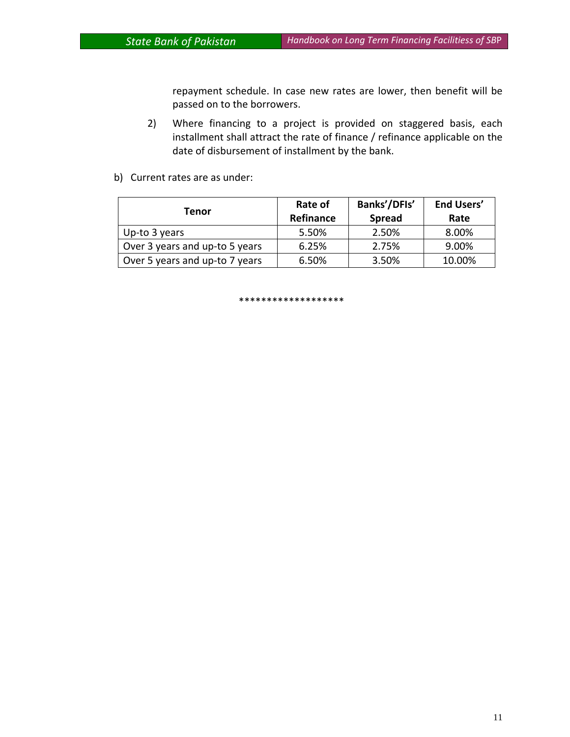repayment schedule. In case new rates are lower, then benefit will be passed on to the borrowers.

2) Where financing to a project is provided on staggered basis, each installment shall attract the rate of finance / refinance applicable on the date of disbursement of installment by the bank.

b) Current rates are as under:

| Tenor | Rate of Refinance | Banks'/DFIs' Spread | End Users' Rate |
|---|---|---|---|
| Up-to 3 years | 5.50% | 2.50% | 8.00% |
| Over 3 years and up-to 5 years | 6.25% | 2.75% | 9.00% |
| Over 5 years and up-to 7 years | 6.50% | 3.50% | 10.00% |

*******************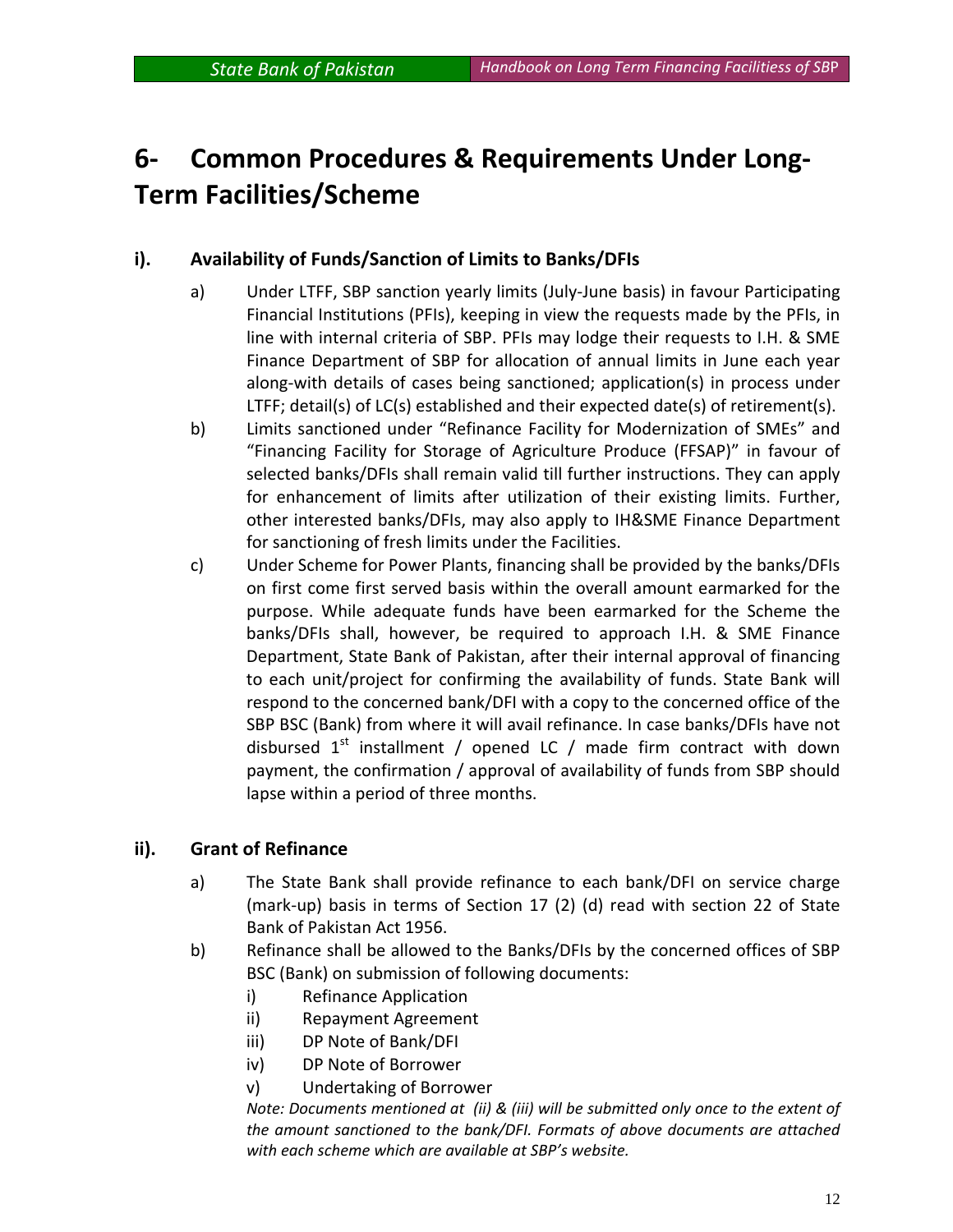# 6- Common Procedures & Requirements Under Long-Term Facilities/Scheme

## i). Availability of Funds/Sanction of Limits to Banks/DFIs

a) Under LTFF, SBP sanction yearly limits (July-June basis) in favour Participating Financial Institutions (PFIs), keeping in view the requests made by the PFIs, in line with internal criteria of SBP. PFIs may lodge their requests to I.H. & SME Finance Department of SBP for allocation of annual limits in June each year along-with details of cases being sanctioned; application(s) in process under LTFF; detail(s) of LC(s) established and their expected date(s) of retirement(s).

b) Limits sanctioned under "Refinance Facility for Modernization of SMEs" and "Financing Facility for Storage of Agriculture Produce (FFSAP)" in favour of selected banks/DFIs shall remain valid till further instructions. They can apply for enhancement of limits after utilization of their existing limits. Further, other interested banks/DFIs, may also apply to IH&SME Finance Department for sanctioning of fresh limits under the Facilities.

c) Under Scheme for Power Plants, financing shall be provided by the banks/DFIs on first come first served basis within the overall amount earmarked for the purpose. While adequate funds have been earmarked for the Scheme the banks/DFIs shall, however, be required to approach I.H. & SME Finance Department, State Bank of Pakistan, after their internal approval of financing to each unit/project for confirming the availability of funds. State Bank will respond to the concerned bank/DFI with a copy to the concerned office of the SBP BSC (Bank) from where it will avail refinance. In case banks/DFIs have not disbursed 1st installment / opened LC / made firm contract with down payment, the confirmation / approval of availability of funds from SBP should lapse within a period of three months.

## ii). Grant of Refinance

a) The State Bank shall provide refinance to each bank/DFI on service charge (mark-up) basis in terms of Section 17 (2) (d) read with section 22 of State Bank of Pakistan Act 1956.

b) Refinance shall be allowed to the Banks/DFIs by the concerned offices of SBP BSC (Bank) on submission of following documents:

   i) Refinance Application
   ii) Repayment Agreement
   iii) DP Note of Bank/DFI
   iv) DP Note of Borrower
   v) Undertaking of Borrower

*Note: Documents mentioned at (ii) & (iii) will be submitted only once to the extent of the amount sanctioned to the bank/DFI. Formats of above documents are attached with each scheme which are available at SBP's website.*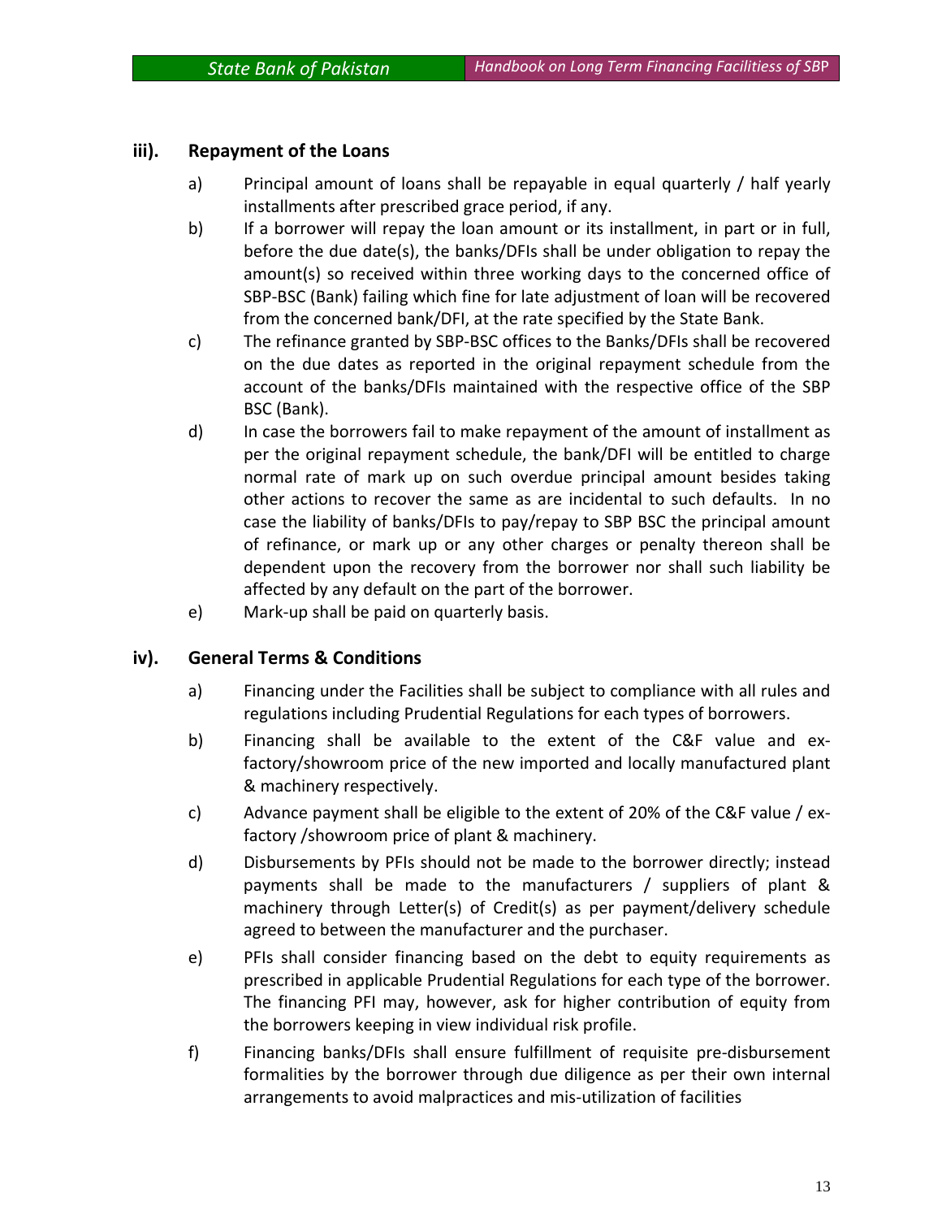### iii). Repayment of the Loans

a) Principal amount of loans shall be repayable in equal quarterly / half yearly installments after prescribed grace period, if any.

b) If a borrower will repay the loan amount or its installment, in part or in full, before the due date(s), the banks/DFIs shall be under obligation to repay the amount(s) so received within three working days to the concerned office of SBP-BSC (Bank) failing which fine for late adjustment of loan will be recovered from the concerned bank/DFI, at the rate specified by the State Bank.

c) The refinance granted by SBP-BSC offices to the Banks/DFIs shall be recovered on the due dates as reported in the original repayment schedule from the account of the banks/DFIs maintained with the respective office of the SBP BSC (Bank).

d) In case the borrowers fail to make repayment of the amount of installment as per the original repayment schedule, the bank/DFI will be entitled to charge normal rate of mark up on such overdue principal amount besides taking other actions to recover the same as are incidental to such defaults. In no case the liability of banks/DFIs to pay/repay to SBP BSC the principal amount of refinance, or mark up or any other charges or penalty thereon shall be dependent upon the recovery from the borrower nor shall such liability be affected by any default on the part of the borrower.

e) Mark-up shall be paid on quarterly basis.

### iv). General Terms & Conditions

a) Financing under the Facilities shall be subject to compliance with all rules and regulations including Prudential Regulations for each types of borrowers.

b) Financing shall be available to the extent of the C&F value and ex-factory/showroom price of the new imported and locally manufactured plant & machinery respectively.

c) Advance payment shall be eligible to the extent of 20% of the C&F value / ex-factory /showroom price of plant & machinery.

d) Disbursements by PFIs should not be made to the borrower directly; instead payments shall be made to the manufacturers / suppliers of plant & machinery through Letter(s) of Credit(s) as per payment/delivery schedule agreed to between the manufacturer and the purchaser.

e) PFIs shall consider financing based on the debt to equity requirements as prescribed in applicable Prudential Regulations for each type of the borrower. The financing PFI may, however, ask for higher contribution of equity from the borrowers keeping in view individual risk profile.

f) Financing banks/DFIs shall ensure fulfillment of requisite pre-disbursement formalities by the borrower through due diligence as per their own internal arrangements to avoid malpractices and mis-utilization of facilities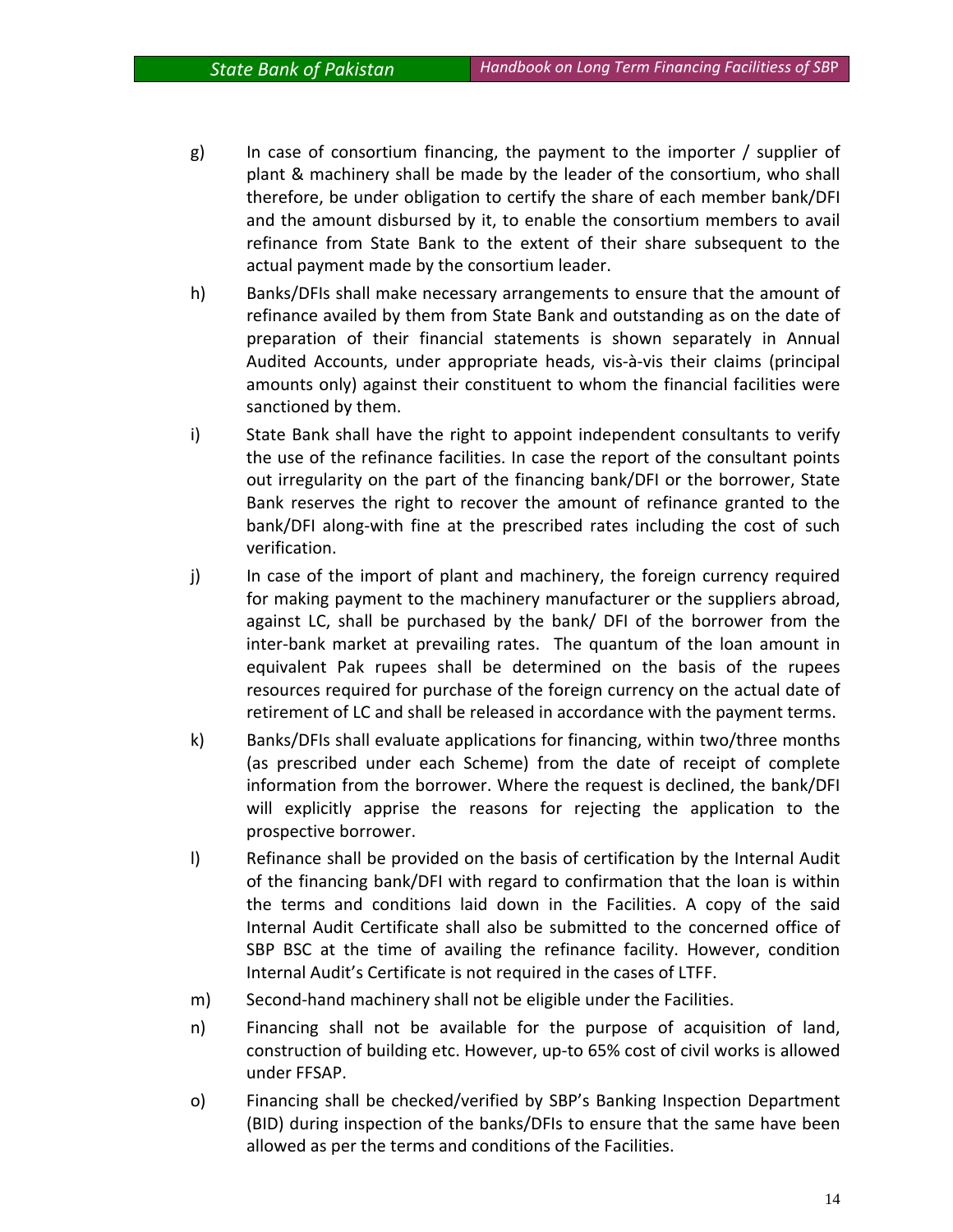g) In case of consortium financing, the payment to the importer / supplier of plant & machinery shall be made by the leader of the consortium, who shall therefore, be under obligation to certify the share of each member bank/DFI and the amount disbursed by it, to enable the consortium members to avail refinance from State Bank to the extent of their share subsequent to the actual payment made by the consortium leader.

h) Banks/DFIs shall make necessary arrangements to ensure that the amount of refinance availed by them from State Bank and outstanding as on the date of preparation of their financial statements is shown separately in Annual Audited Accounts, under appropriate heads, vis-à-vis their claims (principal amounts only) against their constituent to whom the financial facilities were sanctioned by them.

i) State Bank shall have the right to appoint independent consultants to verify the use of the refinance facilities. In case the report of the consultant points out irregularity on the part of the financing bank/DFI or the borrower, State Bank reserves the right to recover the amount of refinance granted to the bank/DFI along-with fine at the prescribed rates including the cost of such verification.

j) In case of the import of plant and machinery, the foreign currency required for making payment to the machinery manufacturer or the suppliers abroad, against LC, shall be purchased by the bank/ DFI of the borrower from the inter-bank market at prevailing rates. The quantum of the loan amount in equivalent Pak rupees shall be determined on the basis of the rupees resources required for purchase of the foreign currency on the actual date of retirement of LC and shall be released in accordance with the payment terms.

k) Banks/DFIs shall evaluate applications for financing, within two/three months (as prescribed under each Scheme) from the date of receipt of complete information from the borrower. Where the request is declined, the bank/DFI will explicitly apprise the reasons for rejecting the application to the prospective borrower.

l) Refinance shall be provided on the basis of certification by the Internal Audit of the financing bank/DFI with regard to confirmation that the loan is within the terms and conditions laid down in the Facilities. A copy of the said Internal Audit Certificate shall also be submitted to the concerned office of SBP BSC at the time of availing the refinance facility. However, condition Internal Audit's Certificate is not required in the cases of LTFF.

m) Second-hand machinery shall not be eligible under the Facilities.

n) Financing shall not be available for the purpose of acquisition of land, construction of building etc. However, up-to 65% cost of civil works is allowed under FFSAP.

o) Financing shall be checked/verified by SBP's Banking Inspection Department (BID) during inspection of the banks/DFIs to ensure that the same have been allowed as per the terms and conditions of the Facilities.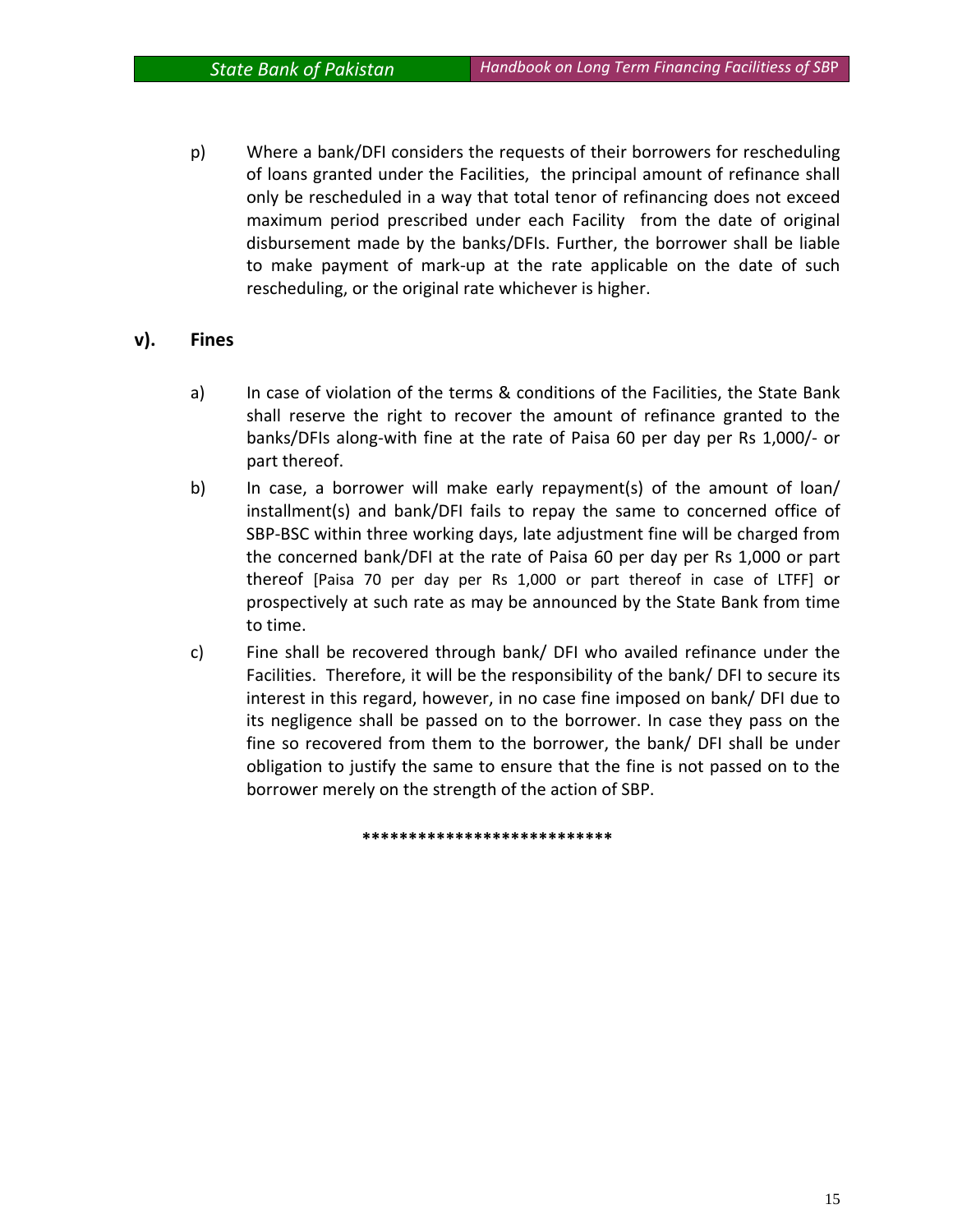p) Where a bank/DFI considers the requests of their borrowers for rescheduling of loans granted under the Facilities, the principal amount of refinance shall only be rescheduled in a way that total tenor of refinancing does not exceed maximum period prescribed under each Facility from the date of original disbursement made by the banks/DFIs. Further, the borrower shall be liable to make payment of mark-up at the rate applicable on the date of such rescheduling, or the original rate whichever is higher.

## v). Fines

a) In case of violation of the terms & conditions of the Facilities, the State Bank shall reserve the right to recover the amount of refinance granted to the banks/DFIs along-with fine at the rate of Paisa 60 per day per Rs 1,000/- or part thereof.

b) In case, a borrower will make early repayment(s) of the amount of loan/ installment(s) and bank/DFI fails to repay the same to concerned office of SBP-BSC within three working days, late adjustment fine will be charged from the concerned bank/DFI at the rate of Paisa 60 per day per Rs 1,000 or part thereof [Paisa 70 per day per Rs 1,000 or part thereof in case of LTFF] or prospectively at such rate as may be announced by the State Bank from time to time.

c) Fine shall be recovered through bank/ DFI who availed refinance under the Facilities. Therefore, it will be the responsibility of the bank/ DFI to secure its interest in this regard, however, in no case fine imposed on bank/ DFI due to its negligence shall be passed on to the borrower. In case they pass on the fine so recovered from them to the borrower, the bank/ DFI shall be under obligation to justify the same to ensure that the fine is not passed on to the borrower merely on the strength of the action of SBP.

***************************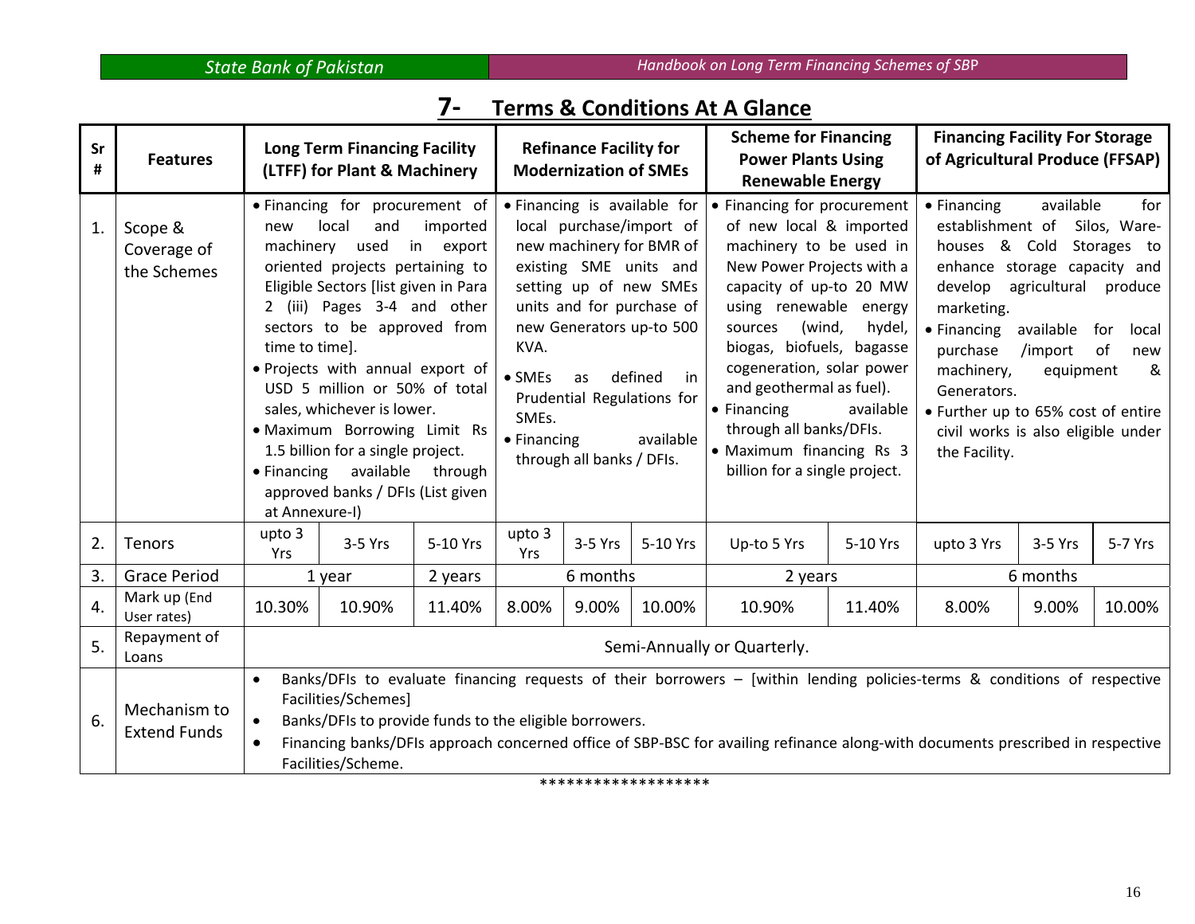## 7- Terms & Conditions At A Glance

| Sr # | Features | Long Term Financing Facility (LTFF) for Plant & Machinery | | | Refinance Facility for Modernization of SMEs | | | Scheme for Financing Power Plants Using Renewable Energy | | Financing Facility For Storage of Agricultural Produce (FFSAP) | | |
|---|---|---|---|---|---|---|---|---|---|---|---|---|
| 1. | Scope & Coverage of the Schemes | • Financing for procurement of new local and imported machinery used in export oriented projects pertaining to Eligible Sectors [list given in Para 2 (iii) Pages 3-4 and other sectors to be approved from time to time].<br>• Projects with annual export of USD 5 million or 50% of total sales, whichever is lower.<br>• Maximum Borrowing Limit Rs 1.5 billion for a single project.<br>• Financing available through approved banks / DFIs (List given at Annexure-I) | | | • Financing is available for local purchase/import of new machinery for BMR of existing SME units and setting up of new SMEs units and for purchase of new Generators up-to 500 KVA.<br>• SMEs as defined in Prudential Regulations for SMEs.<br>• Financing available through all banks / DFIs. | | | • Financing for procurement of new local & imported machinery to be used in New Power Projects with a capacity of up-to 20 MW using renewable energy sources (wind, hydel, biogas, biofuels, bagasse cogeneration, solar power and geothermal as fuel).<br>• Financing available through all banks/DFIs.<br>• Maximum financing Rs 3 billion for a single project. | | • Financing available for establishment of Silos, Ware-houses & Cold Storages to enhance storage capacity and develop agricultural produce marketing.<br>• Financing available for local purchase /import of new machinery, equipment & Generators.<br>• Further up to 65% cost of entire civil works is also eligible under the Facility. | | |
| 2. | Tenors | upto 3 Yrs | 3-5 Yrs | 5-10 Yrs | upto 3 Yrs | 3-5 Yrs | 5-10 Yrs | Up-to 5 Yrs | 5-10 Yrs | upto 3 Yrs | 3-5 Yrs | 5-7 Yrs |
| 3. | Grace Period | 1 year | | 2 years | 6 months | | | 2 years | | 6 months | | |
| 4. | Mark up (End User rates) | 10.30% | 10.90% | 11.40% | 8.00% | 9.00% | 10.00% | 10.90% | 11.40% | 8.00% | 9.00% | 10.00% |
| 5. | Repayment of Loans | Semi-Annually or Quarterly. | | | | | | | | | | |
| 6. | Mechanism to Extend Funds | • Banks/DFIs to evaluate financing requests of their borrowers – [within lending policies-terms & conditions of respective Facilities/Schemes]<br>• Banks/DFIs to provide funds to the eligible borrowers.<br>• Financing banks/DFIs approach concerned office of SBP-BSC for availing refinance along-with documents prescribed in respective Facilities/Scheme. | | | | | | | | | | |

*******************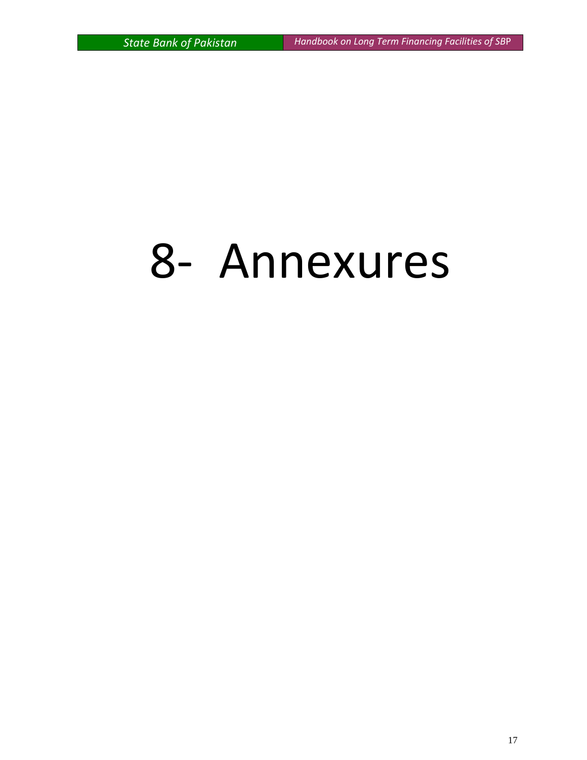# 8- Annexures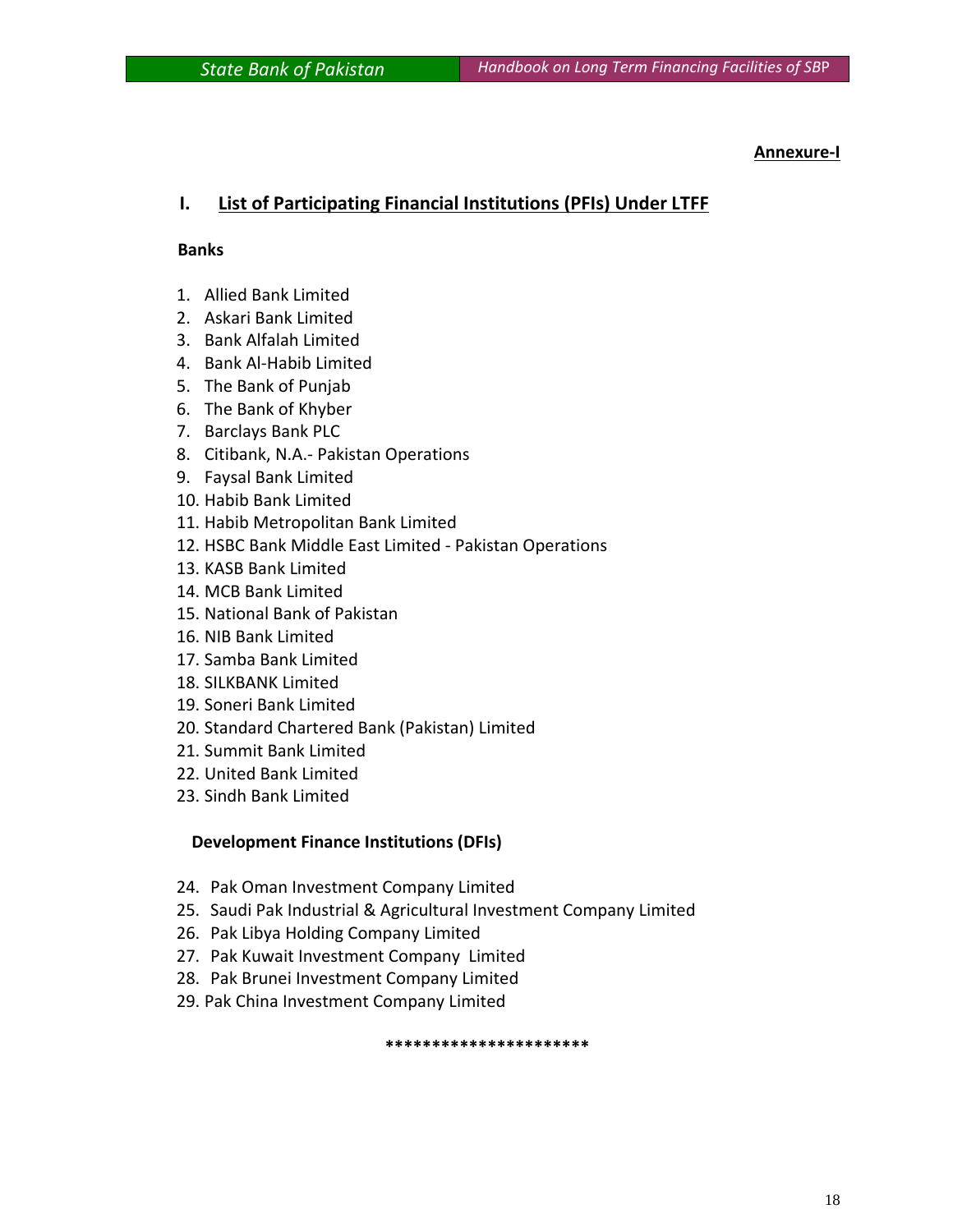**Annexure-I**

## I. List of Participating Financial Institutions (PFIs) Under LTFF

**Banks**

1. Allied Bank Limited
2. Askari Bank Limited
3. Bank Alfalah Limited
4. Bank Al-Habib Limited
5. The Bank of Punjab
6. The Bank of Khyber
7. Barclays Bank PLC
8. Citibank, N.A.- Pakistan Operations
9. Faysal Bank Limited
10. Habib Bank Limited
11. Habib Metropolitan Bank Limited
12. HSBC Bank Middle East Limited - Pakistan Operations
13. KASB Bank Limited
14. MCB Bank Limited
15. National Bank of Pakistan
16. NIB Bank Limited
17. Samba Bank Limited
18. SILKBANK Limited
19. Soneri Bank Limited
20. Standard Chartered Bank (Pakistan) Limited
21. Summit Bank Limited
22. United Bank Limited
23. Sindh Bank Limited

**Development Finance Institutions (DFIs)**

24. Pak Oman Investment Company Limited
25. Saudi Pak Industrial & Agricultural Investment Company Limited
26. Pak Libya Holding Company Limited
27. Pak Kuwait Investment Company Limited
28. Pak Brunei Investment Company Limited
29. Pak China Investment Company Limited

*********************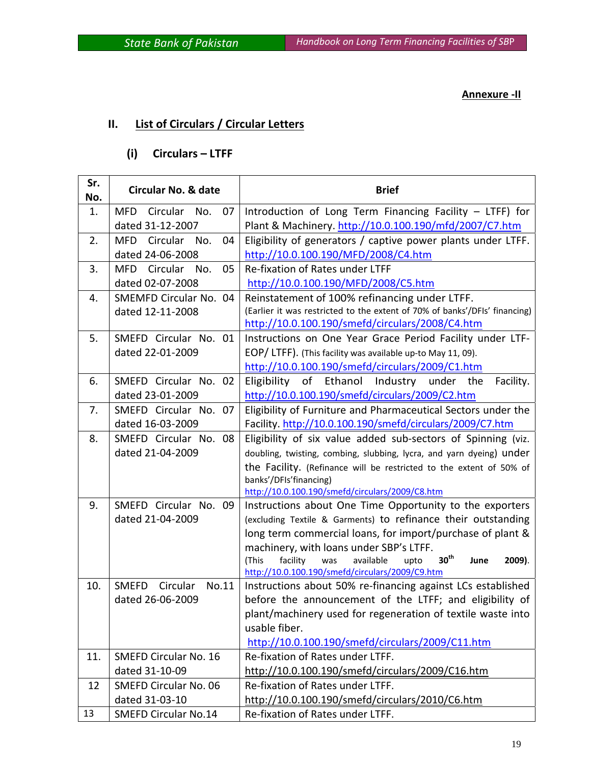**Annexure -II**

## II. List of Circulars / Circular Letters

### (i) Circulars – LTFF

| Sr. No. | Circular No. & date | Brief |
|---|---|---|
| 1. | MFD Circular No. 07 dated 31-12-2007 | Introduction of Long Term Financing Facility – LTFF) for Plant & Machinery. http://10.0.100.190/mfd/2007/C7.htm |
| 2. | MFD Circular No. 04 dated 24-06-2008 | Eligibility of generators / captive power plants under LTFF. http://10.0.100.190/MFD/2008/C4.htm |
| 3. | MFD Circular No. 05 dated 02-07-2008 | Re-fixation of Rates under LTFF http://10.0.100.190/MFD/2008/C5.htm |
| 4. | SMEMFD Circular No. 04 dated 12-11-2008 | Reinstatement of 100% refinancing under LTFF. (Earlier it was restricted to the extent of 70% of banks'/DFIs' financing) http://10.0.100.190/smefd/circulars/2008/C4.htm |
| 5. | SMEFD Circular No. 01 dated 22-01-2009 | Instructions on One Year Grace Period Facility under LTF-EOP/ LTFF). (This facility was available up-to May 11, 09). http://10.0.100.190/smefd/circulars/2009/C1.htm |
| 6. | SMEFD Circular No. 02 dated 23-01-2009 | Eligibility of Ethanol Industry under the Facility. http://10.0.100.190/smefd/circulars/2009/C2.htm |
| 7. | SMEFD Circular No. 07 dated 16-03-2009 | Eligibility of Furniture and Pharmaceutical Sectors under the Facility. http://10.0.100.190/smefd/circulars/2009/C7.htm |
| 8. | SMEFD Circular No. 08 dated 21-04-2009 | Eligibility of six value added sub-sectors of Spinning (viz. doubling, twisting, combing, slubbing, lycra, and yarn dyeing) under the Facility. (Refinance will be restricted to the extent of 50% of banks'/DFIs'financing) http://10.0.100.190/smefd/circulars/2009/C8.htm |
| 9. | SMEFD Circular No. 09 dated 21-04-2009 | Instructions about One Time Opportunity to the exporters (excluding Textile & Garments) to refinance their outstanding long term commercial loans, for import/purchase of plant & machinery, with loans under SBP's LTFF. (This facility was available upto **30th June 2009**). http://10.0.100.190/smefd/circulars/2009/C9.htm |
| 10. | SMEFD Circular No.11 dated 26-06-2009 | Instructions about 50% re-financing against LCs established before the announcement of the LTFF; and eligibility of plant/machinery used for regeneration of textile waste into usable fiber. http://10.0.100.190/smefd/circulars/2009/C11.htm |
| 11. | SMEFD Circular No. 16 dated 31-10-09 | Re-fixation of Rates under LTFF. http://10.0.100.190/smefd/circulars/2009/C16.htm |
| 12 | SMEFD Circular No. 06 dated 31-03-10 | Re-fixation of Rates under LTFF. http://10.0.100.190/smefd/circulars/2010/C6.htm |
| 13 | SMEFD Circular No.14 | Re-fixation of Rates under LTFF. |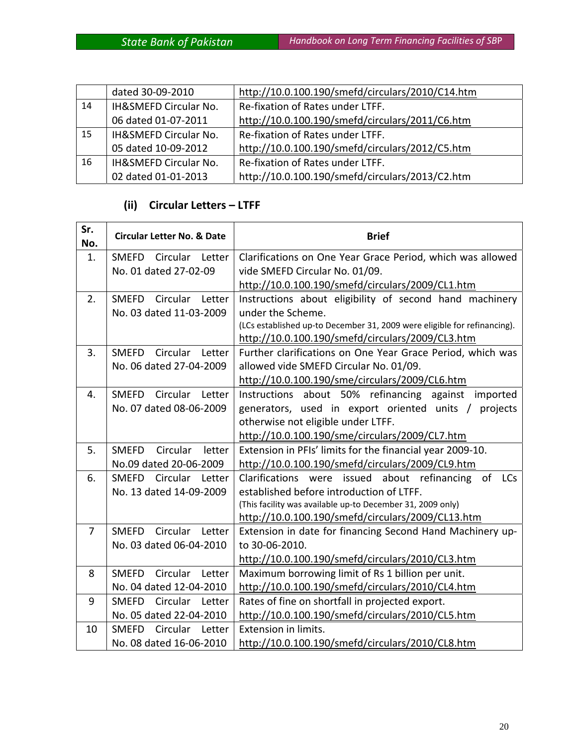| | | |
|---|---|---|
| | dated 30-09-2010 | http://10.0.100.190/smefd/circulars/2010/C14.htm |
| 14 | IH&SMEFD Circular No. 06 dated 01-07-2011 | Re-fixation of Rates under LTFF. http://10.0.100.190/smefd/circulars/2011/C6.htm |
| 15 | IH&SMEFD Circular No. 05 dated 10-09-2012 | Re-fixation of Rates under LTFF. http://10.0.100.190/smefd/circulars/2012/C5.htm |
| 16 | IH&SMEFD Circular No. 02 dated 01-01-2013 | Re-fixation of Rates under LTFF. http://10.0.100.190/smefd/circulars/2013/C2.htm |

### (ii) Circular Letters – LTFF

| Sr. No. | Circular Letter No. & Date | Brief |
|---|---|---|
| 1. | SMEFD Circular Letter No. 01 dated 27-02-09 | Clarifications on One Year Grace Period, which was allowed vide SMEFD Circular No. 01/09. http://10.0.100.190/smefd/circulars/2009/CL1.htm |
| 2. | SMEFD Circular Letter No. 03 dated 11-03-2009 | Instructions about eligibility of second hand machinery under the Scheme. (LCs established up-to December 31, 2009 were eligible for refinancing). http://10.0.100.190/smefd/circulars/2009/CL3.htm |
| 3. | SMEFD Circular Letter No. 06 dated 27-04-2009 | Further clarifications on One Year Grace Period, which was allowed vide SMEFD Circular No. 01/09. http://10.0.100.190/sme/circulars/2009/CL6.htm |
| 4. | SMEFD Circular Letter No. 07 dated 08-06-2009 | Instructions about 50% refinancing against imported generators, used in export oriented units / projects otherwise not eligible under LTFF. http://10.0.100.190/sme/circulars/2009/CL7.htm |
| 5. | SMEFD Circular letter No.09 dated 20-06-2009 | Extension in PFIs' limits for the financial year 2009-10. http://10.0.100.190/smefd/circulars/2009/CL9.htm |
| 6. | SMEFD Circular Letter No. 13 dated 14-09-2009 | Clarifications were issued about refinancing of LCs established before introduction of LTFF. (This facility was available up-to December 31, 2009 only) http://10.0.100.190/smefd/circulars/2009/CL13.htm |
| 7 | SMEFD Circular Letter No. 03 dated 06-04-2010 | Extension in date for financing Second Hand Machinery up-to 30-06-2010. http://10.0.100.190/smefd/circulars/2010/CL3.htm |
| 8 | SMEFD Circular Letter No. 04 dated 12-04-2010 | Maximum borrowing limit of Rs 1 billion per unit. http://10.0.100.190/smefd/circulars/2010/CL4.htm |
| 9 | SMEFD Circular Letter No. 05 dated 22-04-2010 | Rates of fine on shortfall in projected export. http://10.0.100.190/smefd/circulars/2010/CL5.htm |
| 10 | SMEFD Circular Letter No. 08 dated 16-06-2010 | Extension in limits. http://10.0.100.190/smefd/circulars/2010/CL8.htm |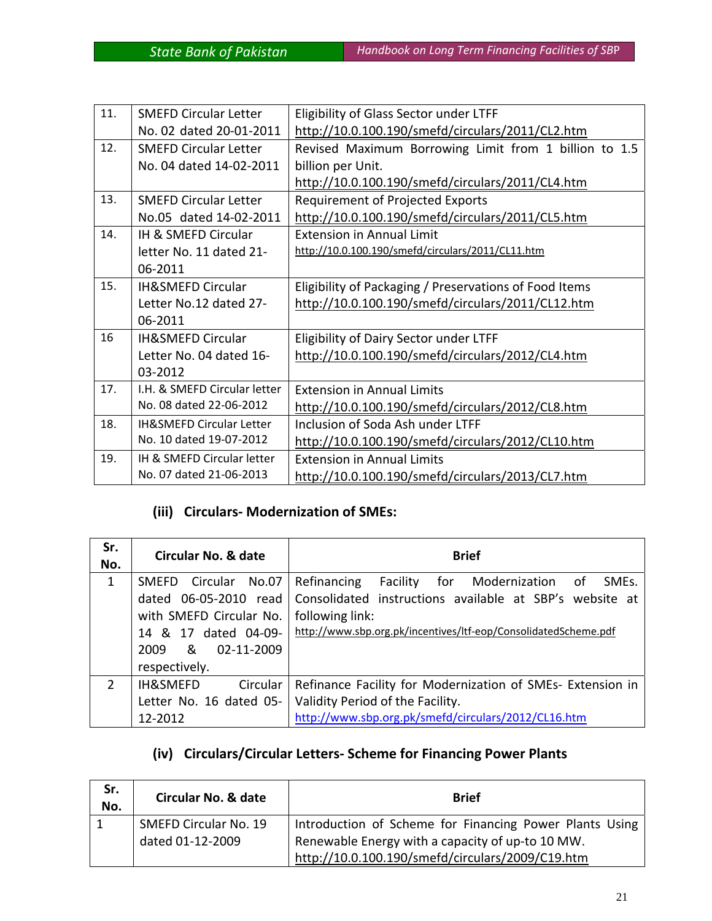| | | |
|---|---|---|
| 11. | SMEFD Circular Letter No. 02 dated 20-01-2011 | Eligibility of Glass Sector under LTFF http://10.0.100.190/smefd/circulars/2011/CL2.htm |
| 12. | SMEFD Circular Letter No. 04 dated 14-02-2011 | Revised Maximum Borrowing Limit from 1 billion to 1.5 billion per Unit. http://10.0.100.190/smefd/circulars/2011/CL4.htm |
| 13. | SMEFD Circular Letter No.05 dated 14-02-2011 | Requirement of Projected Exports http://10.0.100.190/smefd/circulars/2011/CL5.htm |
| 14. | IH & SMEFD Circular letter No. 11 dated 21-06-2011 | Extension in Annual Limit http://10.0.100.190/smefd/circulars/2011/CL11.htm |
| 15. | IH&SMEFD Circular Letter No.12 dated 27-06-2011 | Eligibility of Packaging / Preservations of Food Items http://10.0.100.190/smefd/circulars/2011/CL12.htm |
| 16 | IH&SMEFD Circular Letter No. 04 dated 16-03-2012 | Eligibility of Dairy Sector under LTFF http://10.0.100.190/smefd/circulars/2012/CL4.htm |
| 17. | I.H. & SMEFD Circular letter No. 08 dated 22-06-2012 | Extension in Annual Limits http://10.0.100.190/smefd/circulars/2012/CL8.htm |
| 18. | IH&SMEFD Circular Letter No. 10 dated 19-07-2012 | Inclusion of Soda Ash under LTFF http://10.0.100.190/smefd/circulars/2012/CL10.htm |
| 19. | IH & SMEFD Circular letter No. 07 dated 21-06-2013 | Extension in Annual Limits http://10.0.100.190/smefd/circulars/2013/CL7.htm |

### (iii) Circulars- Modernization of SMEs:

| Sr. No. | Circular No. & date | Brief |
|---|---|---|
| 1 | SMEFD Circular No.07 dated 06-05-2010 read with SMEFD Circular No. 14 & 17 dated 04-09-2009 & 02-11-2009 respectively. | Refinancing Facility for Modernization of SMEs. Consolidated instructions available at SBP's website at following link: http://www.sbp.org.pk/incentives/ltf-eop/ConsolidatedScheme.pdf |
| 2 | IH&SMEFD Circular Letter No. 16 dated 05-12-2012 | Refinance Facility for Modernization of SMEs- Extension in Validity Period of the Facility. http://www.sbp.org.pk/smefd/circulars/2012/CL16.htm |

### (iv) Circulars/Circular Letters- Scheme for Financing Power Plants

| Sr. No. | Circular No. & date | Brief |
|---|---|---|
| 1 | SMEFD Circular No. 19 dated 01-12-2009 | Introduction of Scheme for Financing Power Plants Using Renewable Energy with a capacity of up-to 10 MW. http://10.0.100.190/smefd/circulars/2009/C19.htm |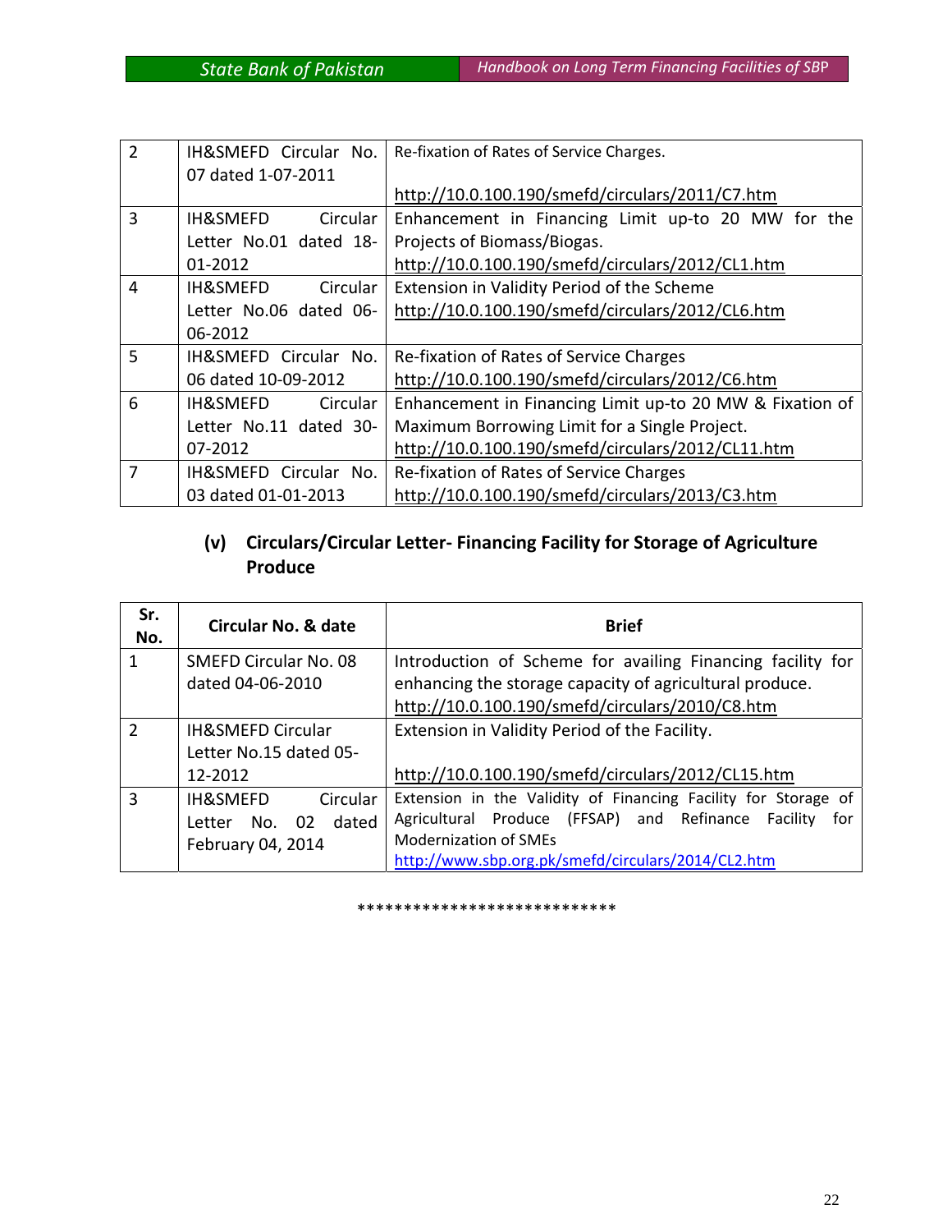| | | |
|---|---|---|
| 2 | IH&SMEFD Circular No. 07 dated 1-07-2011 | Re-fixation of Rates of Service Charges.<br><br>http://10.0.100.190/smefd/circulars/2011/C7.htm |
| 3 | IH&SMEFD Circular Letter No.01 dated 18-01-2012 | Enhancement in Financing Limit up-to 20 MW for the Projects of Biomass/Biogas.<br>http://10.0.100.190/smefd/circulars/2012/CL1.htm |
| 4 | IH&SMEFD Circular Letter No.06 dated 06-06-2012 | Extension in Validity Period of the Scheme<br>http://10.0.100.190/smefd/circulars/2012/CL6.htm |
| 5 | IH&SMEFD Circular No. 06 dated 10-09-2012 | Re-fixation of Rates of Service Charges<br>http://10.0.100.190/smefd/circulars/2012/C6.htm |
| 6 | IH&SMEFD Circular Letter No.11 dated 30-07-2012 | Enhancement in Financing Limit up-to 20 MW & Fixation of Maximum Borrowing Limit for a Single Project.<br>http://10.0.100.190/smefd/circulars/2012/CL11.htm |
| 7 | IH&SMEFD Circular No. 03 dated 01-01-2013 | Re-fixation of Rates of Service Charges<br>http://10.0.100.190/smefd/circulars/2013/C3.htm |

### (v) Circulars/Circular Letter- Financing Facility for Storage of Agriculture Produce

| Sr. No. | Circular No. & date | Brief |
|---|---|---|
| 1 | SMEFD Circular No. 08 dated 04-06-2010 | Introduction of Scheme for availing Financing facility for enhancing the storage capacity of agricultural produce.<br>http://10.0.100.190/smefd/circulars/2010/C8.htm |
| 2 | IH&SMEFD Circular Letter No.15 dated 05-12-2012 | Extension in Validity Period of the Facility.<br><br>http://10.0.100.190/smefd/circulars/2012/CL15.htm |
| 3 | IH&SMEFD Circular Letter No. 02 dated February 04, 2014 | Extension in the Validity of Financing Facility for Storage of Agricultural Produce (FFSAP) and Refinance Facility for Modernization of SMEs<br>http://www.sbp.org.pk/smefd/circulars/2014/CL2.htm |

****************************